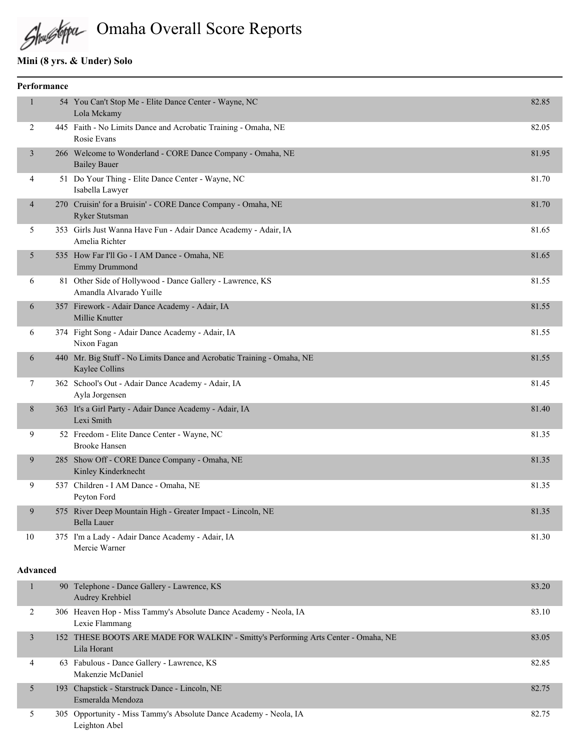# Omaha Overall Score Reports

## Mini (8 yrs. & Under) Solo

### Performance

| Place | No. | Routine / Dancer | Score |
|---|---|---|---|
| 1 | 54 | You Can't Stop Me - Elite Dance Center - Wayne, NC<br>Lola Mckamy | 82.85 |
| 2 | 445 | Faith - No Limits Dance and Acrobatic Training - Omaha, NE<br>Rosie Evans | 82.05 |
| 3 | 266 | Welcome to Wonderland - CORE Dance Company - Omaha, NE<br>Bailey Bauer | 81.95 |
| 4 | 51 | Do Your Thing - Elite Dance Center - Wayne, NC<br>Isabella Lawyer | 81.70 |
| 4 | 270 | Cruisin' for a Bruisin' - CORE Dance Company - Omaha, NE<br>Ryker Stutsman | 81.70 |
| 5 | 353 | Girls Just Wanna Have Fun - Adair Dance Academy - Adair, IA<br>Amelia Richter | 81.65 |
| 5 | 535 | How Far I'll Go - I AM Dance - Omaha, NE<br>Emmy Drummond | 81.65 |
| 6 | 81 | Other Side of Hollywood - Dance Gallery - Lawrence, KS<br>Amandla Alvarado Yuille | 81.55 |
| 6 | 357 | Firework - Adair Dance Academy - Adair, IA<br>Millie Knutter | 81.55 |
| 6 | 374 | Fight Song - Adair Dance Academy - Adair, IA<br>Nixon Fagan | 81.55 |
| 6 | 440 | Mr. Big Stuff - No Limits Dance and Acrobatic Training - Omaha, NE<br>Kaylee Collins | 81.55 |
| 7 | 362 | School's Out - Adair Dance Academy - Adair, IA<br>Ayla Jorgensen | 81.45 |
| 8 | 363 | It's a Girl Party - Adair Dance Academy - Adair, IA<br>Lexi Smith | 81.40 |
| 9 | 52 | Freedom - Elite Dance Center - Wayne, NC<br>Brooke Hansen | 81.35 |
| 9 | 285 | Show Off - CORE Dance Company - Omaha, NE<br>Kinley Kinderknecht | 81.35 |
| 9 | 537 | Children - I AM Dance - Omaha, NE<br>Peyton Ford | 81.35 |
| 9 | 575 | River Deep Mountain High - Greater Impact - Lincoln, NE<br>Bella Lauer | 81.35 |
| 10 | 375 | I'm a Lady - Adair Dance Academy - Adair, IA<br>Mercie Warner | 81.30 |

### Advanced

| Place | No. | Routine / Dancer | Score |
|---|---|---|---|
| 1 | 90 | Telephone - Dance Gallery - Lawrence, KS<br>Audrey Krehbiel | 83.20 |
| 2 | 306 | Heaven Hop - Miss Tammy's Absolute Dance Academy - Neola, IA<br>Lexie Flammang | 83.10 |
| 3 | 152 | THESE BOOTS ARE MADE FOR WALKIN' - Smitty's Performing Arts Center - Omaha, NE<br>Lila Horant | 83.05 |
| 4 | 63 | Fabulous - Dance Gallery - Lawrence, KS<br>Makenzie McDaniel | 82.85 |
| 5 | 193 | Chapstick - Starstruck Dance - Lincoln, NE<br>Esmeralda Mendoza | 82.75 |
| 5 | 305 | Opportunity - Miss Tammy's Absolute Dance Academy - Neola, IA<br>Leighton Abel | 82.75 |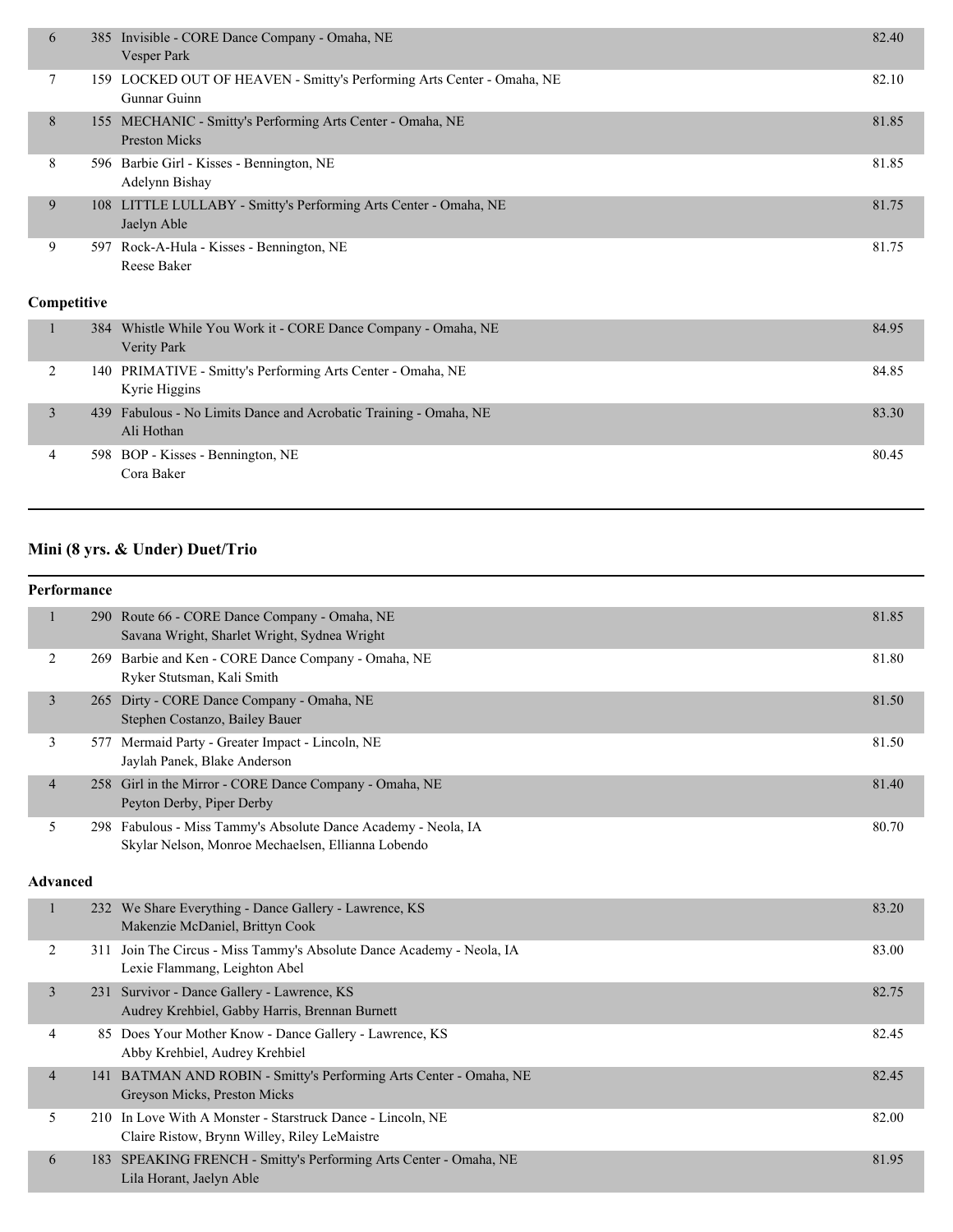| Place | No. | Routine / Studio / Dancers | Score |
|---|---|---|---|
| 6 | 385 | Invisible - CORE Dance Company - Omaha, NE<br>Vesper Park | 82.40 |
| 7 | 159 | LOCKED OUT OF HEAVEN - Smitty's Performing Arts Center - Omaha, NE<br>Gunnar Guinn | 82.10 |
| 8 | 155 | MECHANIC - Smitty's Performing Arts Center - Omaha, NE<br>Preston Micks | 81.85 |
| 8 | 596 | Barbie Girl - Kisses - Bennington, NE<br>Adelynn Bishay | 81.85 |
| 9 | 108 | LITTLE LULLABY - Smitty's Performing Arts Center - Omaha, NE<br>Jaelyn Able | 81.75 |
| 9 | 597 | Rock-A-Hula - Kisses - Bennington, NE<br>Reese Baker | 81.75 |

**Competitive**

| Place | No. | Routine / Studio / Dancers | Score |
|---|---|---|---|
| 1 | 384 | Whistle While You Work it - CORE Dance Company - Omaha, NE<br>Verity Park | 84.95 |
| 2 | 140 | PRIMATIVE - Smitty's Performing Arts Center - Omaha, NE<br>Kyrie Higgins | 84.85 |
| 3 | 439 | Fabulous - No Limits Dance and Acrobatic Training - Omaha, NE<br>Ali Hothan | 83.30 |
| 4 | 598 | BOP - Kisses - Bennington, NE<br>Cora Baker | 80.45 |

## Mini (8 yrs. & Under) Duet/Trio

**Performance**

| Place | No. | Routine / Studio / Dancers | Score |
|---|---|---|---|
| 1 | 290 | Route 66 - CORE Dance Company - Omaha, NE<br>Savana Wright, Sharlet Wright, Sydnea Wright | 81.85 |
| 2 | 269 | Barbie and Ken - CORE Dance Company - Omaha, NE<br>Ryker Stutsman, Kali Smith | 81.80 |
| 3 | 265 | Dirty - CORE Dance Company - Omaha, NE<br>Stephen Costanzo, Bailey Bauer | 81.50 |
| 3 | 577 | Mermaid Party - Greater Impact - Lincoln, NE<br>Jaylah Panek, Blake Anderson | 81.50 |
| 4 | 258 | Girl in the Mirror - CORE Dance Company - Omaha, NE<br>Peyton Derby, Piper Derby | 81.40 |
| 5 | 298 | Fabulous - Miss Tammy's Absolute Dance Academy - Neola, IA<br>Skylar Nelson, Monroe Mechaelsen, Ellianna Lobendo | 80.70 |

**Advanced**

| Place | No. | Routine / Studio / Dancers | Score |
|---|---|---|---|
| 1 | 232 | We Share Everything - Dance Gallery - Lawrence, KS<br>Makenzie McDaniel, Brittyn Cook | 83.20 |
| 2 | 311 | Join The Circus - Miss Tammy's Absolute Dance Academy - Neola, IA<br>Lexie Flammang, Leighton Abel | 83.00 |
| 3 | 231 | Survivor - Dance Gallery - Lawrence, KS<br>Audrey Krehbiel, Gabby Harris, Brennan Burnett | 82.75 |
| 4 | 85 | Does Your Mother Know - Dance Gallery - Lawrence, KS<br>Abby Krehbiel, Audrey Krehbiel | 82.45 |
| 4 | 141 | BATMAN AND ROBIN - Smitty's Performing Arts Center - Omaha, NE<br>Greyson Micks, Preston Micks | 82.45 |
| 5 | 210 | In Love With A Monster - Starstruck Dance - Lincoln, NE<br>Claire Ristow, Brynn Willey, Riley LeMaistre | 82.00 |
| 6 | 183 | SPEAKING FRENCH - Smitty's Performing Arts Center - Omaha, NE<br>Lila Horant, Jaelyn Able | 81.95 |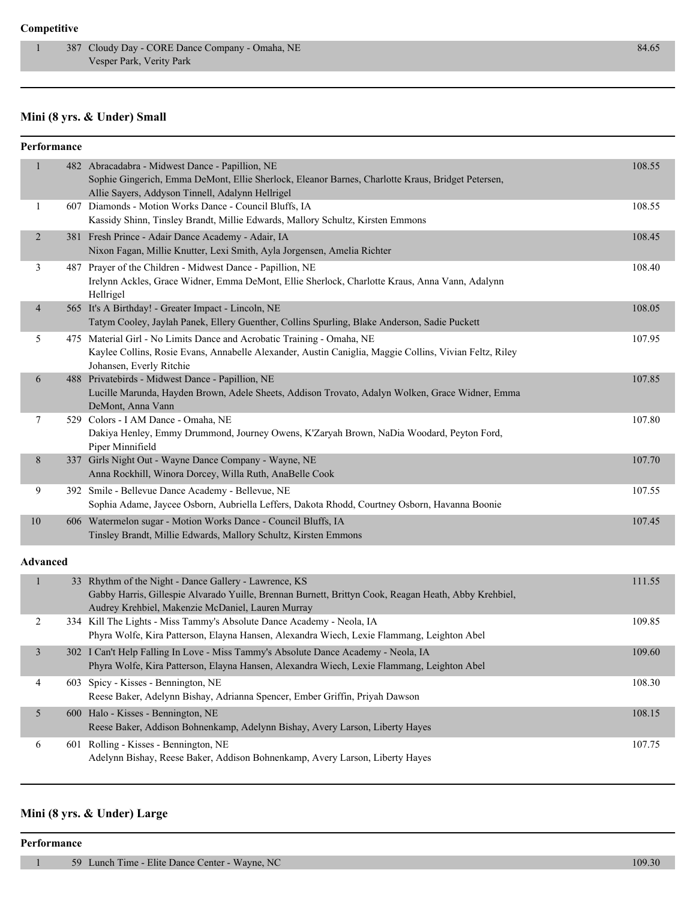**Competitive**

| | | | |
|---|---|---|---|
| 1 | 387 | Cloudy Day - CORE Dance Company - Omaha, NE<br>Vesper Park, Verity Park | 84.65 |

## Mini (8 yrs. & Under) Small

**Performance**

| | | | |
|---|---|---|---|
| 1 | 482 | Abracadabra - Midwest Dance - Papillion, NE<br>Sophie Gingerich, Emma DeMont, Ellie Sherlock, Eleanor Barnes, Charlotte Kraus, Bridget Petersen, Allie Sayers, Addyson Tinnell, Adalynn Hellrigel | 108.55 |
| 1 | 607 | Diamonds - Motion Works Dance - Council Bluffs, IA<br>Kassidy Shinn, Tinsley Brandt, Millie Edwards, Mallory Schultz, Kirsten Emmons | 108.55 |
| 2 | 381 | Fresh Prince - Adair Dance Academy - Adair, IA<br>Nixon Fagan, Millie Knutter, Lexi Smith, Ayla Jorgensen, Amelia Richter | 108.45 |
| 3 | 487 | Prayer of the Children - Midwest Dance - Papillion, NE<br>Irelynn Ackles, Grace Widner, Emma DeMont, Ellie Sherlock, Charlotte Kraus, Anna Vann, Adalynn Hellrigel | 108.40 |
| 4 | 565 | It's A Birthday! - Greater Impact - Lincoln, NE<br>Tatym Cooley, Jaylah Panek, Ellery Guenther, Collins Spurling, Blake Anderson, Sadie Puckett | 108.05 |
| 5 | 475 | Material Girl - No Limits Dance and Acrobatic Training - Omaha, NE<br>Kaylee Collins, Rosie Evans, Annabelle Alexander, Austin Caniglia, Maggie Collins, Vivian Feltz, Riley Johansen, Everly Ritchie | 107.95 |
| 6 | 488 | Privatebirds - Midwest Dance - Papillion, NE<br>Lucille Marunda, Hayden Brown, Adele Sheets, Addison Trovato, Adalyn Wolken, Grace Widner, Emma DeMont, Anna Vann | 107.85 |
| 7 | 529 | Colors - I AM Dance - Omaha, NE<br>Dakiya Henley, Emmy Drummond, Journey Owens, K'Zaryah Brown, NaDia Woodard, Peyton Ford, Piper Minnifield | 107.80 |
| 8 | 337 | Girls Night Out - Wayne Dance Company - Wayne, NE<br>Anna Rockhill, Winora Dorcey, Willa Ruth, AnaBelle Cook | 107.70 |
| 9 | 392 | Smile - Bellevue Dance Academy - Bellevue, NE<br>Sophia Adame, Jaycee Osborn, Aubriella Leffers, Dakota Rhodd, Courtney Osborn, Havanna Boonie | 107.55 |
| 10 | 606 | Watermelon sugar - Motion Works Dance - Council Bluffs, IA<br>Tinsley Brandt, Millie Edwards, Mallory Schultz, Kirsten Emmons | 107.45 |

**Advanced**

| | | | |
|---|---|---|---|
| 1 | 33 | Rhythm of the Night - Dance Gallery - Lawrence, KS<br>Gabby Harris, Gillespie Alvarado Yuille, Brennan Burnett, Brittyn Cook, Reagan Heath, Abby Krehbiel, Audrey Krehbiel, Makenzie McDaniel, Lauren Murray | 111.55 |
| 2 | 334 | Kill The Lights - Miss Tammy's Absolute Dance Academy - Neola, IA<br>Phyra Wolfe, Kira Patterson, Elayna Hansen, Alexandra Wiech, Lexie Flammang, Leighton Abel | 109.85 |
| 3 | 302 | I Can't Help Falling In Love - Miss Tammy's Absolute Dance Academy - Neola, IA<br>Phyra Wolfe, Kira Patterson, Elayna Hansen, Alexandra Wiech, Lexie Flammang, Leighton Abel | 109.60 |
| 4 | 603 | Spicy - Kisses - Bennington, NE<br>Reese Baker, Adelynn Bishay, Adrianna Spencer, Ember Griffin, Priyah Dawson | 108.30 |
| 5 | 600 | Halo - Kisses - Bennington, NE<br>Reese Baker, Addison Bohnenkamp, Adelynn Bishay, Avery Larson, Liberty Hayes | 108.15 |
| 6 | 601 | Rolling - Kisses - Bennington, NE<br>Adelynn Bishay, Reese Baker, Addison Bohnenkamp, Avery Larson, Liberty Hayes | 107.75 |

## Mini (8 yrs. & Under) Large

**Performance**

| | | | |
|---|---|---|---|
| 1 | 59 | Lunch Time - Elite Dance Center - Wayne, NC | 109.30 |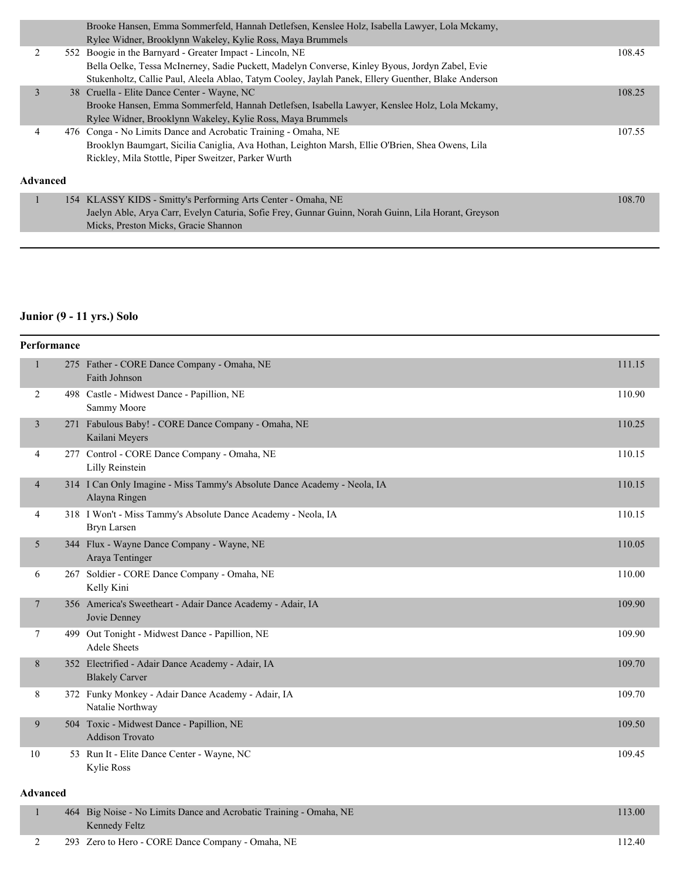| | | | |
|---|---|---|---|
| | | Brooke Hansen, Emma Sommerfeld, Hannah Detlefsen, Kenslee Holz, Isabella Lawyer, Lola Mckamy, Rylee Widner, Brooklynn Wakeley, Kylie Ross, Maya Brummels | |
| 2 | 552 | Boogie in the Barnyard - Greater Impact - Lincoln, NE<br>Bella Oelke, Tessa McInerney, Sadie Puckett, Madelyn Converse, Kinley Byous, Jordyn Zabel, Evie Stukenholtz, Callie Paul, Aleela Ablao, Tatym Cooley, Jaylah Panek, Ellery Guenther, Blake Anderson | 108.45 |
| 3 | 38 | Cruella - Elite Dance Center - Wayne, NC<br>Brooke Hansen, Emma Sommerfeld, Hannah Detlefsen, Isabella Lawyer, Kenslee Holz, Lola Mckamy, Rylee Widner, Brooklynn Wakeley, Kylie Ross, Maya Brummels | 108.25 |
| 4 | 476 | Conga - No Limits Dance and Acrobatic Training - Omaha, NE<br>Brooklyn Baumgart, Sicilia Caniglia, Ava Hothan, Leighton Marsh, Ellie O'Brien, Shea Owens, Lila Rickley, Mila Stottle, Piper Sweitzer, Parker Wurth | 107.55 |

**Advanced**

| | | | |
|---|---|---|---|
| 1 | 154 | KLASSY KIDS - Smitty's Performing Arts Center - Omaha, NE<br>Jaelyn Able, Arya Carr, Evelyn Caturia, Sofie Frey, Gunnar Guinn, Norah Guinn, Lila Horant, Greyson Micks, Preston Micks, Gracie Shannon | 108.70 |

## Junior (9 - 11 yrs.) Solo

**Performance**

| | | | |
|---|---|---|---|
| 1 | 275 | Father - CORE Dance Company - Omaha, NE<br>Faith Johnson | 111.15 |
| 2 | 498 | Castle - Midwest Dance - Papillion, NE<br>Sammy Moore | 110.90 |
| 3 | 271 | Fabulous Baby! - CORE Dance Company - Omaha, NE<br>Kailani Meyers | 110.25 |
| 4 | 277 | Control - CORE Dance Company - Omaha, NE<br>Lilly Reinstein | 110.15 |
| 4 | 314 | I Can Only Imagine - Miss Tammy's Absolute Dance Academy - Neola, IA<br>Alayna Ringen | 110.15 |
| 4 | 318 | I Won't - Miss Tammy's Absolute Dance Academy - Neola, IA<br>Bryn Larsen | 110.15 |
| 5 | 344 | Flux - Wayne Dance Company - Wayne, NE<br>Araya Tentinger | 110.05 |
| 6 | 267 | Soldier - CORE Dance Company - Omaha, NE<br>Kelly Kini | 110.00 |
| 7 | 356 | America's Sweetheart - Adair Dance Academy - Adair, IA<br>Jovie Denney | 109.90 |
| 7 | 499 | Out Tonight - Midwest Dance - Papillion, NE<br>Adele Sheets | 109.90 |
| 8 | 352 | Electrified - Adair Dance Academy - Adair, IA<br>Blakely Carver | 109.70 |
| 8 | 372 | Funky Monkey - Adair Dance Academy - Adair, IA<br>Natalie Northway | 109.70 |
| 9 | 504 | Toxic - Midwest Dance - Papillion, NE<br>Addison Trovato | 109.50 |
| 10 | 53 | Run It - Elite Dance Center - Wayne, NC<br>Kylie Ross | 109.45 |

**Advanced**

| | | | |
|---|---|---|---|
| 1 | 464 | Big Noise - No Limits Dance and Acrobatic Training - Omaha, NE<br>Kennedy Feltz | 113.00 |
| 2 | 293 | Zero to Hero - CORE Dance Company - Omaha, NE | 112.40 |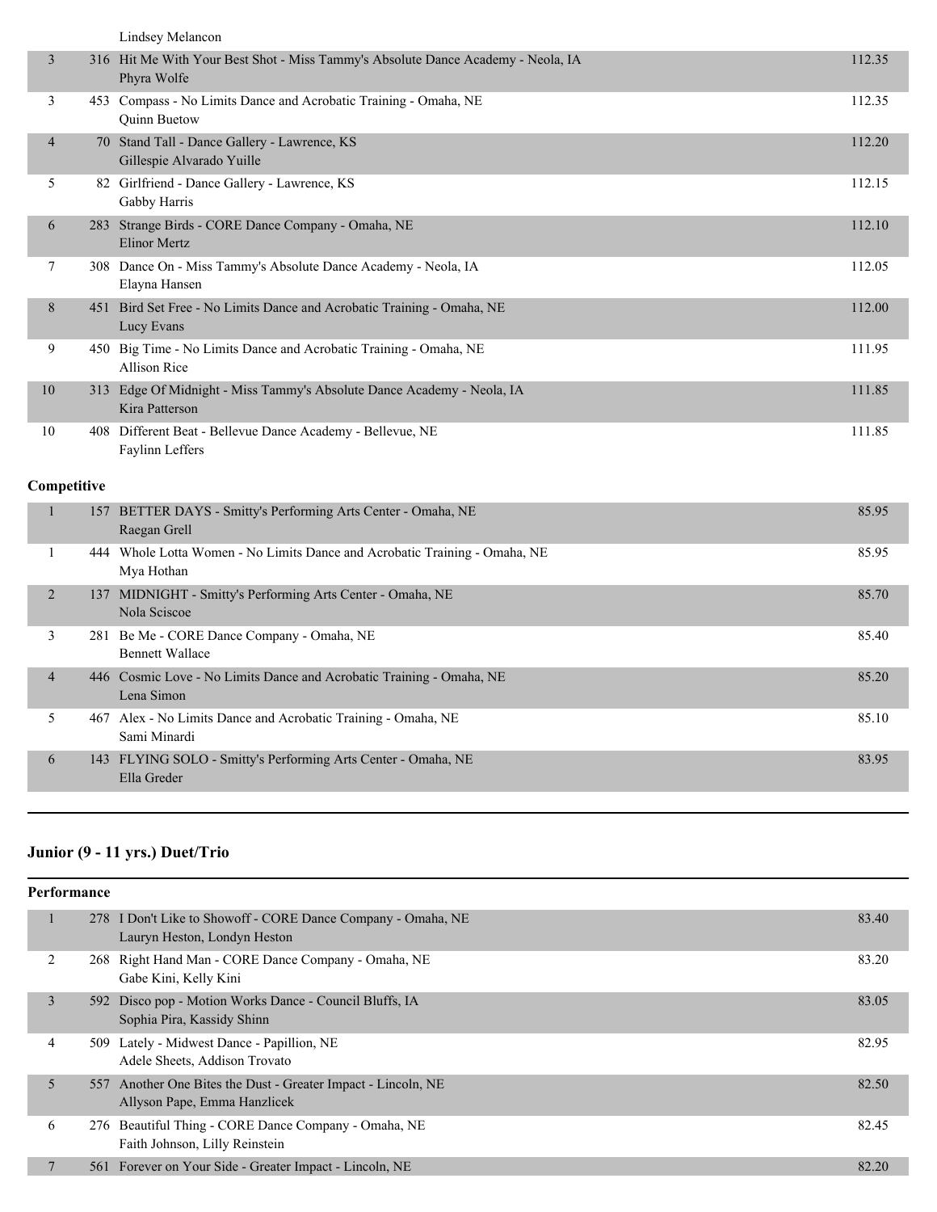| | | | |
|---|---|---|---|
| | | Lindsey Melancon | |
| 3 | 316 | Hit Me With Your Best Shot - Miss Tammy's Absolute Dance Academy - Neola, IA<br>Phyra Wolfe | 112.35 |
| 3 | 453 | Compass - No Limits Dance and Acrobatic Training - Omaha, NE<br>Quinn Buetow | 112.35 |
| 4 | 70 | Stand Tall - Dance Gallery - Lawrence, KS<br>Gillespie Alvarado Yuille | 112.20 |
| 5 | 82 | Girlfriend - Dance Gallery - Lawrence, KS<br>Gabby Harris | 112.15 |
| 6 | 283 | Strange Birds - CORE Dance Company - Omaha, NE<br>Elinor Mertz | 112.10 |
| 7 | 308 | Dance On - Miss Tammy's Absolute Dance Academy - Neola, IA<br>Elayna Hansen | 112.05 |
| 8 | 451 | Bird Set Free - No Limits Dance and Acrobatic Training - Omaha, NE<br>Lucy Evans | 112.00 |
| 9 | 450 | Big Time - No Limits Dance and Acrobatic Training - Omaha, NE<br>Allison Rice | 111.95 |
| 10 | 313 | Edge Of Midnight - Miss Tammy's Absolute Dance Academy - Neola, IA<br>Kira Patterson | 111.85 |
| 10 | 408 | Different Beat - Bellevue Dance Academy - Bellevue, NE<br>Faylinn Leffers | 111.85 |

**Competitive**

| | | | |
|---|---|---|---|
| 1 | 157 | BETTER DAYS - Smitty's Performing Arts Center - Omaha, NE<br>Raegan Grell | 85.95 |
| 1 | 444 | Whole Lotta Women - No Limits Dance and Acrobatic Training - Omaha, NE<br>Mya Hothan | 85.95 |
| 2 | 137 | MIDNIGHT - Smitty's Performing Arts Center - Omaha, NE<br>Nola Sciscoe | 85.70 |
| 3 | 281 | Be Me - CORE Dance Company - Omaha, NE<br>Bennett Wallace | 85.40 |
| 4 | 446 | Cosmic Love - No Limits Dance and Acrobatic Training - Omaha, NE<br>Lena Simon | 85.20 |
| 5 | 467 | Alex - No Limits Dance and Acrobatic Training - Omaha, NE<br>Sami Minardi | 85.10 |
| 6 | 143 | FLYING SOLO - Smitty's Performing Arts Center - Omaha, NE<br>Ella Greder | 83.95 |

## Junior (9 - 11 yrs.) Duet/Trio

**Performance**

| | | | |
|---|---|---|---|
| 1 | 278 | I Don't Like to Showoff - CORE Dance Company - Omaha, NE<br>Lauryn Heston, Londyn Heston | 83.40 |
| 2 | 268 | Right Hand Man - CORE Dance Company - Omaha, NE<br>Gabe Kini, Kelly Kini | 83.20 |
| 3 | 592 | Disco pop - Motion Works Dance - Council Bluffs, IA<br>Sophia Pira, Kassidy Shinn | 83.05 |
| 4 | 509 | Lately - Midwest Dance - Papillion, NE<br>Adele Sheets, Addison Trovato | 82.95 |
| 5 | 557 | Another One Bites the Dust - Greater Impact - Lincoln, NE<br>Allyson Pape, Emma Hanzlicek | 82.50 |
| 6 | 276 | Beautiful Thing - CORE Dance Company - Omaha, NE<br>Faith Johnson, Lilly Reinstein | 82.45 |
| 7 | 561 | Forever on Your Side - Greater Impact - Lincoln, NE | 82.20 |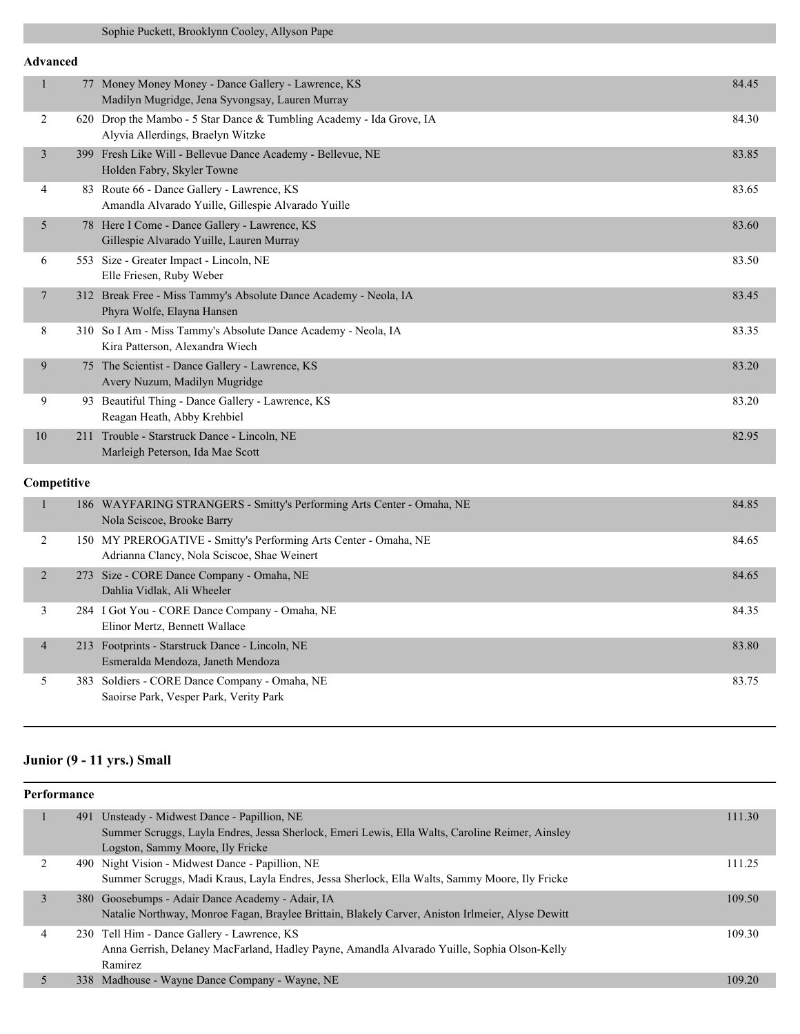Sophie Puckett, Brooklynn Cooley, Allyson Pape

**Advanced**

| Place | # | Routine | Score |
|---|---|---|---|
| 1 | 77 | Money Money Money - Dance Gallery - Lawrence, KS<br>Madilyn Mugridge, Jena Syvongsay, Lauren Murray | 84.45 |
| 2 | 620 | Drop the Mambo - 5 Star Dance & Tumbling Academy - Ida Grove, IA<br>Alyvia Allerdings, Braelyn Witzke | 84.30 |
| 3 | 399 | Fresh Like Will - Bellevue Dance Academy - Bellevue, NE<br>Holden Fabry, Skyler Towne | 83.85 |
| 4 | 83 | Route 66 - Dance Gallery - Lawrence, KS<br>Amandla Alvarado Yuille, Gillespie Alvarado Yuille | 83.65 |
| 5 | 78 | Here I Come - Dance Gallery - Lawrence, KS<br>Gillespie Alvarado Yuille, Lauren Murray | 83.60 |
| 6 | 553 | Size - Greater Impact - Lincoln, NE<br>Elle Friesen, Ruby Weber | 83.50 |
| 7 | 312 | Break Free - Miss Tammy's Absolute Dance Academy - Neola, IA<br>Phyra Wolfe, Elayna Hansen | 83.45 |
| 8 | 310 | So I Am - Miss Tammy's Absolute Dance Academy - Neola, IA<br>Kira Patterson, Alexandra Wiech | 83.35 |
| 9 | 75 | The Scientist - Dance Gallery - Lawrence, KS<br>Avery Nuzum, Madilyn Mugridge | 83.20 |
| 9 | 93 | Beautiful Thing - Dance Gallery - Lawrence, KS<br>Reagan Heath, Abby Krehbiel | 83.20 |
| 10 | 211 | Trouble - Starstruck Dance - Lincoln, NE<br>Marleigh Peterson, Ida Mae Scott | 82.95 |

**Competitive**

| Place | # | Routine | Score |
|---|---|---|---|
| 1 | 186 | WAYFARING STRANGERS - Smitty's Performing Arts Center - Omaha, NE<br>Nola Sciscoe, Brooke Barry | 84.85 |
| 2 | 150 | MY PREROGATIVE - Smitty's Performing Arts Center - Omaha, NE<br>Adrianna Clancy, Nola Sciscoe, Shae Weinert | 84.65 |
| 2 | 273 | Size - CORE Dance Company - Omaha, NE<br>Dahlia Vidlak, Ali Wheeler | 84.65 |
| 3 | 284 | I Got You - CORE Dance Company - Omaha, NE<br>Elinor Mertz, Bennett Wallace | 84.35 |
| 4 | 213 | Footprints - Starstruck Dance - Lincoln, NE<br>Esmeralda Mendoza, Janeth Mendoza | 83.80 |
| 5 | 383 | Soldiers - CORE Dance Company - Omaha, NE<br>Saoirse Park, Vesper Park, Verity Park | 83.75 |

## Junior (9 - 11 yrs.) Small

**Performance**

| Place | # | Routine | Score |
|---|---|---|---|
| 1 | 491 | Unsteady - Midwest Dance - Papillion, NE<br>Summer Scruggs, Layla Endres, Jessa Sherlock, Emeri Lewis, Ella Walts, Caroline Reimer, Ainsley Logston, Sammy Moore, Ily Fricke | 111.30 |
| 2 | 490 | Night Vision - Midwest Dance - Papillion, NE<br>Summer Scruggs, Madi Kraus, Layla Endres, Jessa Sherlock, Ella Walts, Sammy Moore, Ily Fricke | 111.25 |
| 3 | 380 | Goosebumps - Adair Dance Academy - Adair, IA<br>Natalie Northway, Monroe Fagan, Braylee Brittain, Blakely Carver, Aniston Irlmeier, Alyse Dewitt | 109.50 |
| 4 | 230 | Tell Him - Dance Gallery - Lawrence, KS<br>Anna Gerrish, Delaney MacFarland, Hadley Payne, Amandla Alvarado Yuille, Sophia Olson-Kelly Ramirez | 109.30 |
| 5 | 338 | Madhouse - Wayne Dance Company - Wayne, NE | 109.20 |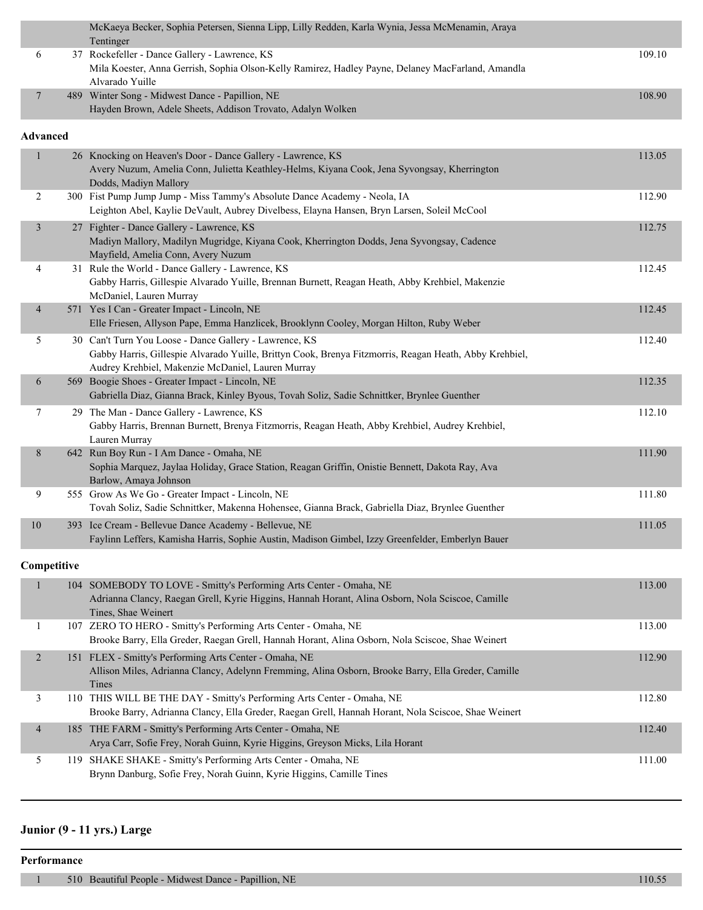| Place | No. | Entry | Score |
| --- | --- | --- | --- |
| | | McKaeya Becker, Sophia Petersen, Sienna Lipp, Lilly Redden, Karla Wynia, Jessa McMenamin, Araya Tentinger | |
| 6 | 37 | Rockefeller - Dance Gallery - Lawrence, KS<br>Mila Koester, Anna Gerrish, Sophia Olson-Kelly Ramirez, Hadley Payne, Delaney MacFarland, Amandla Alvarado Yuille | 109.10 |
| 7 | 489 | Winter Song - Midwest Dance - Papillion, NE<br>Hayden Brown, Adele Sheets, Addison Trovato, Adalyn Wolken | 108.90 |

**Advanced**

| Place | No. | Entry | Score |
| --- | --- | --- | --- |
| 1 | 26 | Knocking on Heaven's Door - Dance Gallery - Lawrence, KS<br>Avery Nuzum, Amelia Conn, Julietta Keathley-Helms, Kiyana Cook, Jena Syvongsay, Kherrington Dodds, Madiyn Mallory | 113.05 |
| 2 | 300 | Fist Pump Jump Jump - Miss Tammy's Absolute Dance Academy - Neola, IA<br>Leighton Abel, Kaylie DeVault, Aubrey Divelbess, Elayna Hansen, Bryn Larsen, Soleil McCool | 112.90 |
| 3 | 27 | Fighter - Dance Gallery - Lawrence, KS<br>Madiyn Mallory, Madilyn Mugridge, Kiyana Cook, Kherrington Dodds, Jena Syvongsay, Cadence Mayfield, Amelia Conn, Avery Nuzum | 112.75 |
| 4 | 31 | Rule the World - Dance Gallery - Lawrence, KS<br>Gabby Harris, Gillespie Alvarado Yuille, Brennan Burnett, Reagan Heath, Abby Krehbiel, Makenzie McDaniel, Lauren Murray | 112.45 |
| 4 | 571 | Yes I Can - Greater Impact - Lincoln, NE<br>Elle Friesen, Allyson Pape, Emma Hanzlicek, Brooklynn Cooley, Morgan Hilton, Ruby Weber | 112.45 |
| 5 | 30 | Can't Turn You Loose - Dance Gallery - Lawrence, KS<br>Gabby Harris, Gillespie Alvarado Yuille, Brittyn Cook, Brenya Fitzmorris, Reagan Heath, Abby Krehbiel, Audrey Krehbiel, Makenzie McDaniel, Lauren Murray | 112.40 |
| 6 | 569 | Boogie Shoes - Greater Impact - Lincoln, NE<br>Gabriella Diaz, Gianna Brack, Kinley Byous, Tovah Soliz, Sadie Schnittker, Brynlee Guenther | 112.35 |
| 7 | 29 | The Man - Dance Gallery - Lawrence, KS<br>Gabby Harris, Brennan Burnett, Brenya Fitzmorris, Reagan Heath, Abby Krehbiel, Audrey Krehbiel, Lauren Murray | 112.10 |
| 8 | 642 | Run Boy Run - I Am Dance - Omaha, NE<br>Sophia Marquez, Jaylaa Holiday, Grace Station, Reagan Griffin, Onistie Bennett, Dakota Ray, Ava Barlow, Amaya Johnson | 111.90 |
| 9 | 555 | Grow As We Go - Greater Impact - Lincoln, NE<br>Tovah Soliz, Sadie Schnittker, Makenna Hohensee, Gianna Brack, Gabriella Diaz, Brynlee Guenther | 111.80 |
| 10 | 393 | Ice Cream - Bellevue Dance Academy - Bellevue, NE<br>Faylinn Leffers, Kamisha Harris, Sophie Austin, Madison Gimbel, Izzy Greenfelder, Emberlyn Bauer | 111.05 |

**Competitive**

| Place | No. | Entry | Score |
| --- | --- | --- | --- |
| 1 | 104 | SOMEBODY TO LOVE - Smitty's Performing Arts Center - Omaha, NE<br>Adrianna Clancy, Raegan Grell, Kyrie Higgins, Hannah Horant, Alina Osborn, Nola Sciscoe, Camille Tines, Shae Weinert | 113.00 |
| 1 | 107 | ZERO TO HERO - Smitty's Performing Arts Center - Omaha, NE<br>Brooke Barry, Ella Greder, Raegan Grell, Hannah Horant, Alina Osborn, Nola Sciscoe, Shae Weinert | 113.00 |
| 2 | 151 | FLEX - Smitty's Performing Arts Center - Omaha, NE<br>Allison Miles, Adrianna Clancy, Adelynn Fremming, Alina Osborn, Brooke Barry, Ella Greder, Camille Tines | 112.90 |
| 3 | 110 | THIS WILL BE THE DAY - Smitty's Performing Arts Center - Omaha, NE<br>Brooke Barry, Adrianna Clancy, Ella Greder, Raegan Grell, Hannah Horant, Nola Sciscoe, Shae Weinert | 112.80 |
| 4 | 185 | THE FARM - Smitty's Performing Arts Center - Omaha, NE<br>Arya Carr, Sofie Frey, Norah Guinn, Kyrie Higgins, Greyson Micks, Lila Horant | 112.40 |
| 5 | 119 | SHAKE SHAKE - Smitty's Performing Arts Center - Omaha, NE<br>Brynn Danburg, Sofie Frey, Norah Guinn, Kyrie Higgins, Camille Tines | 111.00 |

## Junior (9 - 11 yrs.) Large

**Performance**

| Place | No. | Entry | Score |
| --- | --- | --- | --- |
| 1 | 510 | Beautiful People - Midwest Dance - Papillion, NE | 110.55 |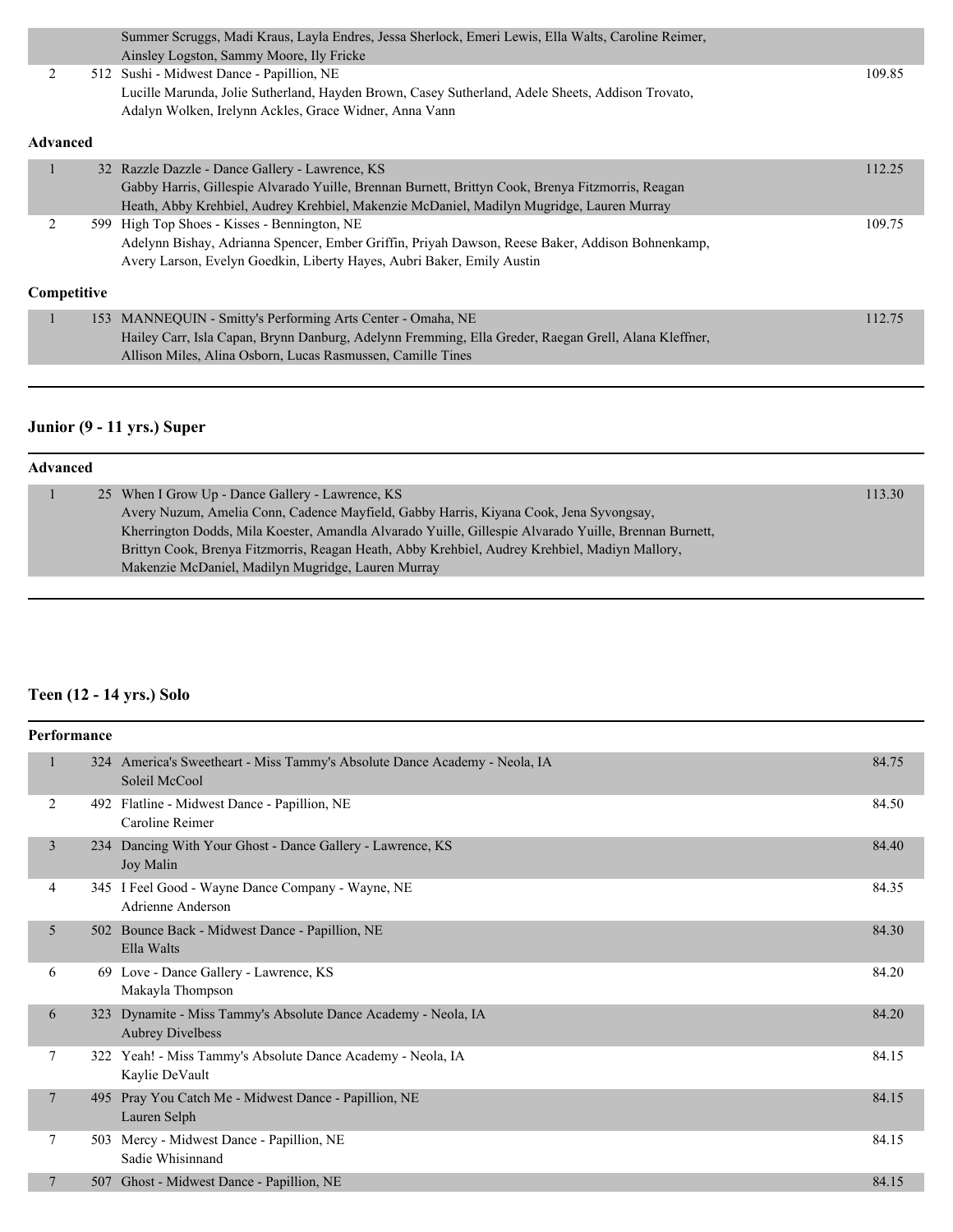| | | | |
|---|---|---|---|
| | | Summer Scruggs, Madi Kraus, Layla Endres, Jessa Sherlock, Emeri Lewis, Ella Walts, Caroline Reimer, Ainsley Logston, Sammy Moore, Ily Fricke | |
| 2 | 512 | Sushi - Midwest Dance - Papillion, NE<br>Lucille Marunda, Jolie Sutherland, Hayden Brown, Casey Sutherland, Adele Sheets, Addison Trovato, Adalyn Wolken, Irelynn Ackles, Grace Widner, Anna Vann | 109.85 |

**Advanced**

| | | | |
|---|---|---|---|
| 1 | 32 | Razzle Dazzle - Dance Gallery - Lawrence, KS<br>Gabby Harris, Gillespie Alvarado Yuille, Brennan Burnett, Brittyn Cook, Brenya Fitzmorris, Reagan Heath, Abby Krehbiel, Audrey Krehbiel, Makenzie McDaniel, Madilyn Mugridge, Lauren Murray | 112.25 |
| 2 | 599 | High Top Shoes - Kisses - Bennington, NE<br>Adelynn Bishay, Adrianna Spencer, Ember Griffin, Priyah Dawson, Reese Baker, Addison Bohnenkamp, Avery Larson, Evelyn Goedkin, Liberty Hayes, Aubri Baker, Emily Austin | 109.75 |

**Competitive**

| | | | |
|---|---|---|---|
| 1 | 153 | MANNEQUIN - Smitty's Performing Arts Center - Omaha, NE<br>Hailey Carr, Isla Capan, Brynn Danburg, Adelynn Fremming, Ella Greder, Raegan Grell, Alana Kleffner, Allison Miles, Alina Osborn, Lucas Rasmussen, Camille Tines | 112.75 |

## Junior (9 - 11 yrs.) Super

**Advanced**

| | | | |
|---|---|---|---|
| 1 | 25 | When I Grow Up - Dance Gallery - Lawrence, KS<br>Avery Nuzum, Amelia Conn, Cadence Mayfield, Gabby Harris, Kiyana Cook, Jena Syvongsay, Kherrington Dodds, Mila Koester, Amandla Alvarado Yuille, Gillespie Alvarado Yuille, Brennan Burnett, Brittyn Cook, Brenya Fitzmorris, Reagan Heath, Abby Krehbiel, Audrey Krehbiel, Madiyn Mallory, Makenzie McDaniel, Madilyn Mugridge, Lauren Murray | 113.30 |

## Teen (12 - 14 yrs.) Solo

**Performance**

| | | | |
|---|---|---|---|
| 1 | 324 | America's Sweetheart - Miss Tammy's Absolute Dance Academy - Neola, IA<br>Soleil McCool | 84.75 |
| 2 | 492 | Flatline - Midwest Dance - Papillion, NE<br>Caroline Reimer | 84.50 |
| 3 | 234 | Dancing With Your Ghost - Dance Gallery - Lawrence, KS<br>Joy Malin | 84.40 |
| 4 | 345 | I Feel Good - Wayne Dance Company - Wayne, NE<br>Adrienne Anderson | 84.35 |
| 5 | 502 | Bounce Back - Midwest Dance - Papillion, NE<br>Ella Walts | 84.30 |
| 6 | 69 | Love - Dance Gallery - Lawrence, KS<br>Makayla Thompson | 84.20 |
| 6 | 323 | Dynamite - Miss Tammy's Absolute Dance Academy - Neola, IA<br>Aubrey Divelbess | 84.20 |
| 7 | 322 | Yeah! - Miss Tammy's Absolute Dance Academy - Neola, IA<br>Kaylie DeVault | 84.15 |
| 7 | 495 | Pray You Catch Me - Midwest Dance - Papillion, NE<br>Lauren Selph | 84.15 |
| 7 | 503 | Mercy - Midwest Dance - Papillion, NE<br>Sadie Whisinnand | 84.15 |
| 7 | 507 | Ghost - Midwest Dance - Papillion, NE | 84.15 |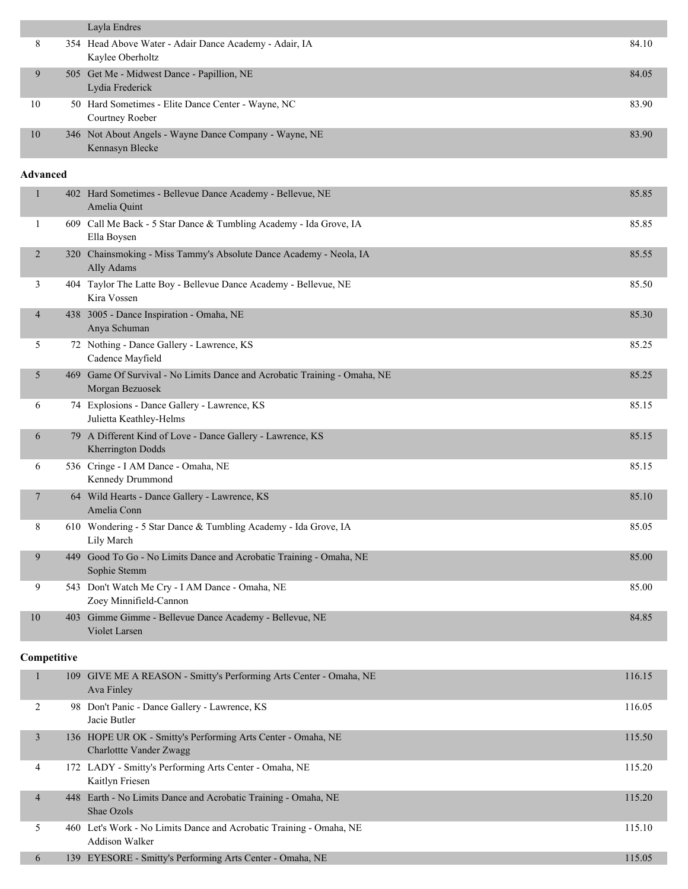| Place | No. | Entry | Score |
|---|---|---|---|
| | | Layla Endres | |
| 8 | 354 | Head Above Water - Adair Dance Academy - Adair, IA<br>Kaylee Oberholtz | 84.10 |
| 9 | 505 | Get Me - Midwest Dance - Papillion, NE<br>Lydia Frederick | 84.05 |
| 10 | 50 | Hard Sometimes - Elite Dance Center - Wayne, NC<br>Courtney Roeber | 83.90 |
| 10 | 346 | Not About Angels - Wayne Dance Company - Wayne, NE<br>Kennasyn Blecke | 83.90 |

**Advanced**

| Place | No. | Entry | Score |
|---|---|---|---|
| 1 | 402 | Hard Sometimes - Bellevue Dance Academy - Bellevue, NE<br>Amelia Quint | 85.85 |
| 1 | 609 | Call Me Back - 5 Star Dance & Tumbling Academy - Ida Grove, IA<br>Ella Boysen | 85.85 |
| 2 | 320 | Chainsmoking - Miss Tammy's Absolute Dance Academy - Neola, IA<br>Ally Adams | 85.55 |
| 3 | 404 | Taylor The Latte Boy - Bellevue Dance Academy - Bellevue, NE<br>Kira Vossen | 85.50 |
| 4 | 438 | 3005 - Dance Inspiration - Omaha, NE<br>Anya Schuman | 85.30 |
| 5 | 72 | Nothing - Dance Gallery - Lawrence, KS<br>Cadence Mayfield | 85.25 |
| 5 | 469 | Game Of Survival - No Limits Dance and Acrobatic Training - Omaha, NE<br>Morgan Bezuosek | 85.25 |
| 6 | 74 | Explosions - Dance Gallery - Lawrence, KS<br>Julietta Keathley-Helms | 85.15 |
| 6 | 79 | A Different Kind of Love - Dance Gallery - Lawrence, KS<br>Kherrington Dodds | 85.15 |
| 6 | 536 | Cringe - I AM Dance - Omaha, NE<br>Kennedy Drummond | 85.15 |
| 7 | 64 | Wild Hearts - Dance Gallery - Lawrence, KS<br>Amelia Conn | 85.10 |
| 8 | 610 | Wondering - 5 Star Dance & Tumbling Academy - Ida Grove, IA<br>Lily March | 85.05 |
| 9 | 449 | Good To Go - No Limits Dance and Acrobatic Training - Omaha, NE<br>Sophie Stemm | 85.00 |
| 9 | 543 | Don't Watch Me Cry - I AM Dance - Omaha, NE<br>Zoey Minnifield-Cannon | 85.00 |
| 10 | 403 | Gimme Gimme - Bellevue Dance Academy - Bellevue, NE<br>Violet Larsen | 84.85 |

**Competitive**

| Place | No. | Entry | Score |
|---|---|---|---|
| 1 | 109 | GIVE ME A REASON - Smitty's Performing Arts Center - Omaha, NE<br>Ava Finley | 116.15 |
| 2 | 98 | Don't Panic - Dance Gallery - Lawrence, KS<br>Jacie Butler | 116.05 |
| 3 | 136 | HOPE UR OK - Smitty's Performing Arts Center - Omaha, NE<br>Charlottte Vander Zwagg | 115.50 |
| 4 | 172 | LADY - Smitty's Performing Arts Center - Omaha, NE<br>Kaitlyn Friesen | 115.20 |
| 4 | 448 | Earth - No Limits Dance and Acrobatic Training - Omaha, NE<br>Shae Ozols | 115.20 |
| 5 | 460 | Let's Work - No Limits Dance and Acrobatic Training - Omaha, NE<br>Addison Walker | 115.10 |
| 6 | 139 | EYESORE - Smitty's Performing Arts Center - Omaha, NE | 115.05 |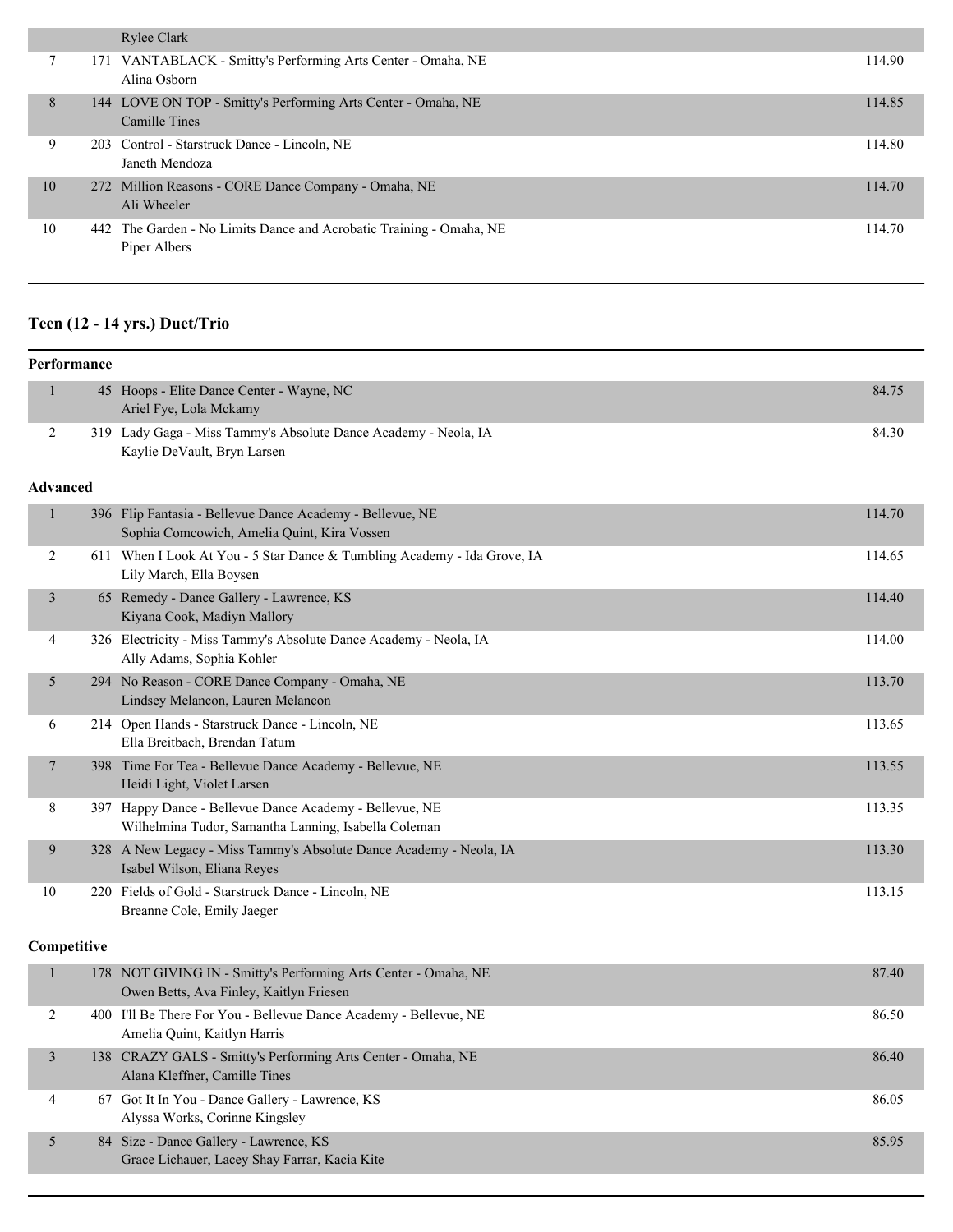| | | | |
|---|---|---|---|
| | | Rylee Clark | |
| 7 | 171 | VANTABLACK - Smitty's Performing Arts Center - Omaha, NE<br>Alina Osborn | 114.90 |
| 8 | 144 | LOVE ON TOP - Smitty's Performing Arts Center - Omaha, NE<br>Camille Tines | 114.85 |
| 9 | 203 | Control - Starstruck Dance - Lincoln, NE<br>Janeth Mendoza | 114.80 |
| 10 | 272 | Million Reasons - CORE Dance Company - Omaha, NE<br>Ali Wheeler | 114.70 |
| 10 | 442 | The Garden - No Limits Dance and Acrobatic Training - Omaha, NE<br>Piper Albers | 114.70 |

## Teen (12 - 14 yrs.) Duet/Trio

### Performance

| | | | |
|---|---|---|---|
| 1 | 45 | Hoops - Elite Dance Center - Wayne, NC<br>Ariel Fye, Lola Mckamy | 84.75 |
| 2 | 319 | Lady Gaga - Miss Tammy's Absolute Dance Academy - Neola, IA<br>Kaylie DeVault, Bryn Larsen | 84.30 |

### Advanced

| | | | |
|---|---|---|---|
| 1 | 396 | Flip Fantasia - Bellevue Dance Academy - Bellevue, NE<br>Sophia Comcowich, Amelia Quint, Kira Vossen | 114.70 |
| 2 | 611 | When I Look At You - 5 Star Dance & Tumbling Academy - Ida Grove, IA<br>Lily March, Ella Boysen | 114.65 |
| 3 | 65 | Remedy - Dance Gallery - Lawrence, KS<br>Kiyana Cook, Madiyn Mallory | 114.40 |
| 4 | 326 | Electricity - Miss Tammy's Absolute Dance Academy - Neola, IA<br>Ally Adams, Sophia Kohler | 114.00 |
| 5 | 294 | No Reason - CORE Dance Company - Omaha, NE<br>Lindsey Melancon, Lauren Melancon | 113.70 |
| 6 | 214 | Open Hands - Starstruck Dance - Lincoln, NE<br>Ella Breitbach, Brendan Tatum | 113.65 |
| 7 | 398 | Time For Tea - Bellevue Dance Academy - Bellevue, NE<br>Heidi Light, Violet Larsen | 113.55 |
| 8 | 397 | Happy Dance - Bellevue Dance Academy - Bellevue, NE<br>Wilhelmina Tudor, Samantha Lanning, Isabella Coleman | 113.35 |
| 9 | 328 | A New Legacy - Miss Tammy's Absolute Dance Academy - Neola, IA<br>Isabel Wilson, Eliana Reyes | 113.30 |
| 10 | 220 | Fields of Gold - Starstruck Dance - Lincoln, NE<br>Breanne Cole, Emily Jaeger | 113.15 |

### Competitive

| | | | |
|---|---|---|---|
| 1 | 178 | NOT GIVING IN - Smitty's Performing Arts Center - Omaha, NE<br>Owen Betts, Ava Finley, Kaitlyn Friesen | 87.40 |
| 2 | 400 | I'll Be There For You - Bellevue Dance Academy - Bellevue, NE<br>Amelia Quint, Kaitlyn Harris | 86.50 |
| 3 | 138 | CRAZY GALS - Smitty's Performing Arts Center - Omaha, NE<br>Alana Kleffner, Camille Tines | 86.40 |
| 4 | 67 | Got It In You - Dance Gallery - Lawrence, KS<br>Alyssa Works, Corinne Kingsley | 86.05 |
| 5 | 84 | Size - Dance Gallery - Lawrence, KS<br>Grace Lichauer, Lacey Shay Farrar, Kacia Kite | 85.95 |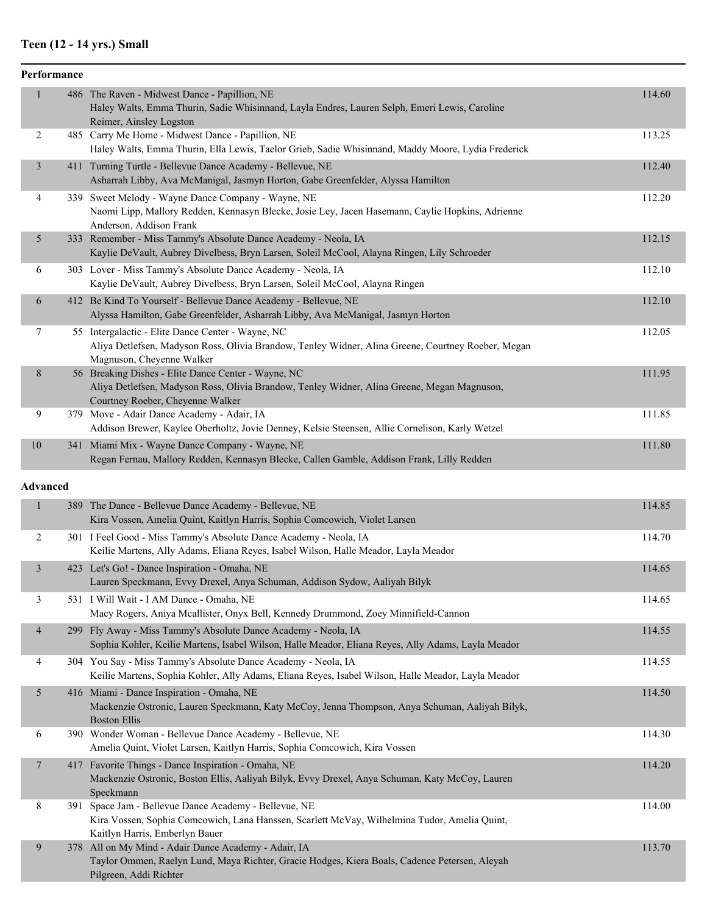### Teen (12 - 14 yrs.) Small

#### Performance

| Place | No. | Routine | Score |
|---|---|---|---|
| 1 | 486 | The Raven - Midwest Dance - Papillion, NE<br>Haley Walts, Emma Thurin, Sadie Whisinnand, Layla Endres, Lauren Selph, Emeri Lewis, Caroline Reimer, Ainsley Logston | 114.60 |
| 2 | 485 | Carry Me Home - Midwest Dance - Papillion, NE<br>Haley Walts, Emma Thurin, Ella Lewis, Taelor Grieb, Sadie Whisinnand, Maddy Moore, Lydia Frederick | 113.25 |
| 3 | 411 | Turning Turtle - Bellevue Dance Academy - Bellevue, NE<br>Asharrah Libby, Ava McManigal, Jasmyn Horton, Gabe Greenfelder, Alyssa Hamilton | 112.40 |
| 4 | 339 | Sweet Melody - Wayne Dance Company - Wayne, NE<br>Naomi Lipp, Mallory Redden, Kennasyn Blecke, Josie Ley, Jacen Hasemann, Caylie Hopkins, Adrienne Anderson, Addison Frank | 112.20 |
| 5 | 333 | Remember - Miss Tammy's Absolute Dance Academy - Neola, IA<br>Kaylie DeVault, Aubrey Divelbess, Bryn Larsen, Soleil McCool, Alayna Ringen, Lily Schroeder | 112.15 |
| 6 | 303 | Lover - Miss Tammy's Absolute Dance Academy - Neola, IA<br>Kaylie DeVault, Aubrey Divelbess, Bryn Larsen, Soleil McCool, Alayna Ringen | 112.10 |
| 6 | 412 | Be Kind To Yourself - Bellevue Dance Academy - Bellevue, NE<br>Alyssa Hamilton, Gabe Greenfelder, Asharrah Libby, Ava McManigal, Jasmyn Horton | 112.10 |
| 7 | 55 | Intergalactic - Elite Dance Center - Wayne, NC<br>Aliya Detlefsen, Madyson Ross, Olivia Brandow, Tenley Widner, Alina Greene, Courtney Roeber, Megan Magnuson, Cheyenne Walker | 112.05 |
| 8 | 56 | Breaking Dishes - Elite Dance Center - Wayne, NC<br>Aliya Detlefsen, Madyson Ross, Olivia Brandow, Tenley Widner, Alina Greene, Megan Magnuson, Courtney Roeber, Cheyenne Walker | 111.95 |
| 9 | 379 | Move - Adair Dance Academy - Adair, IA<br>Addison Brewer, Kaylee Oberholtz, Jovie Denney, Kelsie Steensen, Allie Cornelison, Karly Wetzel | 111.85 |
| 10 | 341 | Miami Mix - Wayne Dance Company - Wayne, NE<br>Regan Fernau, Mallory Redden, Kennasyn Blecke, Callen Gamble, Addison Frank, Lilly Redden | 111.80 |

#### Advanced

| Place | No. | Routine | Score |
|---|---|---|---|
| 1 | 389 | The Dance - Bellevue Dance Academy - Bellevue, NE<br>Kira Vossen, Amelia Quint, Kaitlyn Harris, Sophia Comcowich, Violet Larsen | 114.85 |
| 2 | 301 | I Feel Good - Miss Tammy's Absolute Dance Academy - Neola, IA<br>Keilie Martens, Ally Adams, Eliana Reyes, Isabel Wilson, Halle Meador, Layla Meador | 114.70 |
| 3 | 423 | Let's Go! - Dance Inspiration - Omaha, NE<br>Lauren Speckmann, Evvy Drexel, Anya Schuman, Addison Sydow, Aaliyah Bilyk | 114.65 |
| 3 | 531 | I Will Wait - I AM Dance - Omaha, NE<br>Macy Rogers, Aniya Mcallister, Onyx Bell, Kennedy Drummond, Zoey Minnifield-Cannon | 114.65 |
| 4 | 299 | Fly Away - Miss Tammy's Absolute Dance Academy - Neola, IA<br>Sophia Kohler, Keilie Martens, Isabel Wilson, Halle Meador, Eliana Reyes, Ally Adams, Layla Meador | 114.55 |
| 4 | 304 | You Say - Miss Tammy's Absolute Dance Academy - Neola, IA<br>Keilie Martens, Sophia Kohler, Ally Adams, Eliana Reyes, Isabel Wilson, Halle Meador, Layla Meador | 114.55 |
| 5 | 416 | Miami - Dance Inspiration - Omaha, NE<br>Mackenzie Ostronic, Lauren Speckmann, Katy McCoy, Jenna Thompson, Anya Schuman, Aaliyah Bilyk, Boston Ellis | 114.50 |
| 6 | 390 | Wonder Woman - Bellevue Dance Academy - Bellevue, NE<br>Amelia Quint, Violet Larsen, Kaitlyn Harris, Sophia Comcowich, Kira Vossen | 114.30 |
| 7 | 417 | Favorite Things - Dance Inspiration - Omaha, NE<br>Mackenzie Ostronic, Boston Ellis, Aaliyah Bilyk, Evvy Drexel, Anya Schuman, Katy McCoy, Lauren Speckmann | 114.20 |
| 8 | 391 | Space Jam - Bellevue Dance Academy - Bellevue, NE<br>Kira Vossen, Sophia Comcowich, Lana Hanssen, Scarlett McVay, Wilhelmina Tudor, Amelia Quint, Kaitlyn Harris, Emberlyn Bauer | 114.00 |
| 9 | 378 | All on My Mind - Adair Dance Academy - Adair, IA<br>Taylor Ommen, Raelyn Lund, Maya Richter, Gracie Hodges, Kiera Boals, Cadence Petersen, Aleyah Pilgreen, Addi Richter | 113.70 |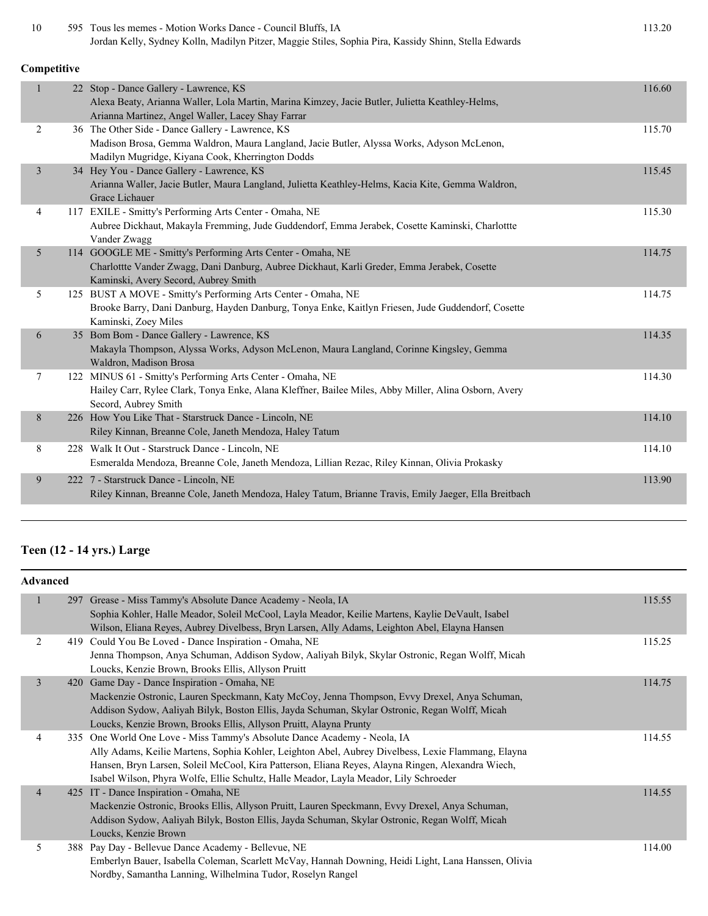| 10 | 595 | Tous les memes - Motion Works Dance - Council Bluffs, IA<br>Jordan Kelly, Sydney Kolln, Madilyn Pitzer, Maggie Stiles, Sophia Pira, Kassidy Shinn, Stella Edwards | 113.20 |
|---|---|---|---|

**Competitive**

| | | | |
|---|---|---|---|
| 1 | 22 | Stop - Dance Gallery - Lawrence, KS<br>Alexa Beaty, Arianna Waller, Lola Martin, Marina Kimzey, Jacie Butler, Julietta Keathley-Helms, Arianna Martinez, Angel Waller, Lacey Shay Farrar | 116.60 |
| 2 | 36 | The Other Side - Dance Gallery - Lawrence, KS<br>Madison Brosa, Gemma Waldron, Maura Langland, Jacie Butler, Alyssa Works, Adyson McLenon, Madilyn Mugridge, Kiyana Cook, Kherrington Dodds | 115.70 |
| 3 | 34 | Hey You - Dance Gallery - Lawrence, KS<br>Arianna Waller, Jacie Butler, Maura Langland, Julietta Keathley-Helms, Kacia Kite, Gemma Waldron, Grace Lichauer | 115.45 |
| 4 | 117 | EXILE - Smitty's Performing Arts Center - Omaha, NE<br>Aubree Dickhaut, Makayla Fremming, Jude Guddendorf, Emma Jerabek, Cosette Kaminski, Charlottte Vander Zwagg | 115.30 |
| 5 | 114 | GOOGLE ME - Smitty's Performing Arts Center - Omaha, NE<br>Charlottte Vander Zwagg, Dani Danburg, Aubree Dickhaut, Karli Greder, Emma Jerabek, Cosette Kaminski, Avery Secord, Aubrey Smith | 114.75 |
| 5 | 125 | BUST A MOVE - Smitty's Performing Arts Center - Omaha, NE<br>Brooke Barry, Dani Danburg, Hayden Danburg, Tonya Enke, Kaitlyn Friesen, Jude Guddendorf, Cosette Kaminski, Zoey Miles | 114.75 |
| 6 | 35 | Bom Bom - Dance Gallery - Lawrence, KS<br>Makayla Thompson, Alyssa Works, Adyson McLenon, Maura Langland, Corinne Kingsley, Gemma Waldron, Madison Brosa | 114.35 |
| 7 | 122 | MINUS 61 - Smitty's Performing Arts Center - Omaha, NE<br>Hailey Carr, Rylee Clark, Tonya Enke, Alana Kleffner, Bailee Miles, Abby Miller, Alina Osborn, Avery Secord, Aubrey Smith | 114.30 |
| 8 | 226 | How You Like That - Starstruck Dance - Lincoln, NE<br>Riley Kinnan, Breanne Cole, Janeth Mendoza, Haley Tatum | 114.10 |
| 8 | 228 | Walk It Out - Starstruck Dance - Lincoln, NE<br>Esmeralda Mendoza, Breanne Cole, Janeth Mendoza, Lillian Rezac, Riley Kinnan, Olivia Prokasky | 114.10 |
| 9 | 222 | 7 - Starstruck Dance - Lincoln, NE<br>Riley Kinnan, Breanne Cole, Janeth Mendoza, Haley Tatum, Brianne Travis, Emily Jaeger, Ella Breitbach | 113.90 |

## Teen (12 - 14 yrs.) Large

**Advanced**

| | | | |
|---|---|---|---|
| 1 | 297 | Grease - Miss Tammy's Absolute Dance Academy - Neola, IA<br>Sophia Kohler, Halle Meador, Soleil McCool, Layla Meador, Keilie Martens, Kaylie DeVault, Isabel Wilson, Eliana Reyes, Aubrey Divelbess, Bryn Larsen, Ally Adams, Leighton Abel, Elayna Hansen | 115.55 |
| 2 | 419 | Could You Be Loved - Dance Inspiration - Omaha, NE<br>Jenna Thompson, Anya Schuman, Addison Sydow, Aaliyah Bilyk, Skylar Ostronic, Regan Wolff, Micah Loucks, Kenzie Brown, Brooks Ellis, Allyson Pruitt | 115.25 |
| 3 | 420 | Game Day - Dance Inspiration - Omaha, NE<br>Mackenzie Ostronic, Lauren Speckmann, Katy McCoy, Jenna Thompson, Evvy Drexel, Anya Schuman, Addison Sydow, Aaliyah Bilyk, Boston Ellis, Jayda Schuman, Skylar Ostronic, Regan Wolff, Micah Loucks, Kenzie Brown, Brooks Ellis, Allyson Pruitt, Alayna Prunty | 114.75 |
| 4 | 335 | One World One Love - Miss Tammy's Absolute Dance Academy - Neola, IA<br>Ally Adams, Keilie Martens, Sophia Kohler, Leighton Abel, Aubrey Divelbess, Lexie Flammang, Elayna Hansen, Bryn Larsen, Soleil McCool, Kira Patterson, Eliana Reyes, Alayna Ringen, Alexandra Wiech, Isabel Wilson, Phyra Wolfe, Ellie Schultz, Halle Meador, Layla Meador, Lily Schroeder | 114.55 |
| 4 | 425 | IT - Dance Inspiration - Omaha, NE<br>Mackenzie Ostronic, Brooks Ellis, Allyson Pruitt, Lauren Speckmann, Evvy Drexel, Anya Schuman, Addison Sydow, Aaliyah Bilyk, Boston Ellis, Jayda Schuman, Skylar Ostronic, Regan Wolff, Micah Loucks, Kenzie Brown | 114.55 |
| 5 | 388 | Pay Day - Bellevue Dance Academy - Bellevue, NE<br>Emberlyn Bauer, Isabella Coleman, Scarlett McVay, Hannah Downing, Heidi Light, Lana Hanssen, Olivia Nordby, Samantha Lanning, Wilhelmina Tudor, Roselyn Rangel | 114.00 |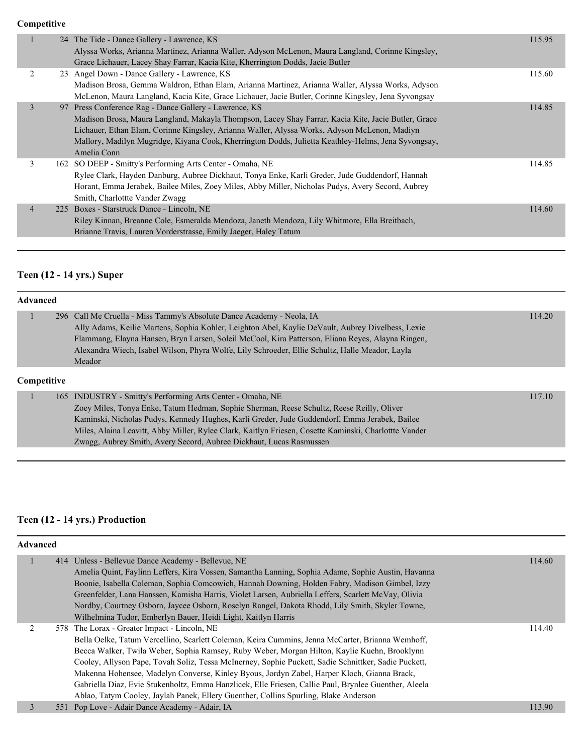**Competitive**

| Place | # | Entry | Score |
|---|---|---|---|
| 1 | 24 | The Tide - Dance Gallery - Lawrence, KS<br>Alyssa Works, Arianna Martinez, Arianna Waller, Adyson McLenon, Maura Langland, Corinne Kingsley, Grace Lichauer, Lacey Shay Farrar, Kacia Kite, Kherrington Dodds, Jacie Butler | 115.95 |
| 2 | 23 | Angel Down - Dance Gallery - Lawrence, KS<br>Madison Brosa, Gemma Waldron, Ethan Elam, Arianna Martinez, Arianna Waller, Alyssa Works, Adyson McLenon, Maura Langland, Kacia Kite, Grace Lichauer, Jacie Butler, Corinne Kingsley, Jena Syvongsay | 115.60 |
| 3 | 97 | Press Conference Rag - Dance Gallery - Lawrence, KS<br>Madison Brosa, Maura Langland, Makayla Thompson, Lacey Shay Farrar, Kacia Kite, Jacie Butler, Grace Lichauer, Ethan Elam, Corinne Kingsley, Arianna Waller, Alyssa Works, Adyson McLenon, Madiyn Mallory, Madilyn Mugridge, Kiyana Cook, Kherrington Dodds, Julietta Keathley-Helms, Jena Syvongsay, Amelia Conn | 114.85 |
| 3 | 162 | SO DEEP - Smitty's Performing Arts Center - Omaha, NE<br>Rylee Clark, Hayden Danburg, Aubree Dickhaut, Tonya Enke, Karli Greder, Jude Guddendorf, Hannah Horant, Emma Jerabek, Bailee Miles, Zoey Miles, Abby Miller, Nicholas Pudys, Avery Secord, Aubrey Smith, Charlottte Vander Zwagg | 114.85 |
| 4 | 225 | Boxes - Starstruck Dance - Lincoln, NE<br>Riley Kinnan, Breanne Cole, Esmeralda Mendoza, Janeth Mendoza, Lily Whitmore, Ella Breitbach, Brianne Travis, Lauren Vorderstrasse, Emily Jaeger, Haley Tatum | 114.60 |

## Teen (12 - 14 yrs.) Super

**Advanced**

| Place | # | Entry | Score |
|---|---|---|---|
| 1 | 296 | Call Me Cruella - Miss Tammy's Absolute Dance Academy - Neola, IA<br>Ally Adams, Keilie Martens, Sophia Kohler, Leighton Abel, Kaylie DeVault, Aubrey Divelbess, Lexie Flammang, Elayna Hansen, Bryn Larsen, Soleil McCool, Kira Patterson, Eliana Reyes, Alayna Ringen, Alexandra Wiech, Isabel Wilson, Phyra Wolfe, Lily Schroeder, Ellie Schultz, Halle Meador, Layla Meador | 114.20 |

**Competitive**

| Place | # | Entry | Score |
|---|---|---|---|
| 1 | 165 | INDUSTRY - Smitty's Performing Arts Center - Omaha, NE<br>Zoey Miles, Tonya Enke, Tatum Hedman, Sophie Sherman, Reese Schultz, Reese Reilly, Oliver Kaminski, Nicholas Pudys, Kennedy Hughes, Karli Greder, Jude Guddendorf, Emma Jerabek, Bailee Miles, Alaina Leavitt, Abby Miller, Rylee Clark, Kaitlyn Friesen, Cosette Kaminski, Charlottte Vander Zwagg, Aubrey Smith, Avery Secord, Aubree Dickhaut, Lucas Rasmussen | 117.10 |

## Teen (12 - 14 yrs.) Production

**Advanced**

| Place | # | Entry | Score |
|---|---|---|---|
| 1 | 414 | Unless - Bellevue Dance Academy - Bellevue, NE<br>Amelia Quint, Faylinn Leffers, Kira Vossen, Samantha Lanning, Sophia Adame, Sophie Austin, Havanna Boonie, Isabella Coleman, Sophia Comcowich, Hannah Downing, Holden Fabry, Madison Gimbel, Izzy Greenfelder, Lana Hanssen, Kamisha Harris, Violet Larsen, Aubriella Leffers, Scarlett McVay, Olivia Nordby, Courtney Osborn, Jaycee Osborn, Roselyn Rangel, Dakota Rhodd, Lily Smith, Skyler Towne, Wilhelmina Tudor, Emberlyn Bauer, Heidi Light, Kaitlyn Harris | 114.60 |
| 2 | 578 | The Lorax - Greater Impact - Lincoln, NE<br>Bella Oelke, Tatum Vercellino, Scarlett Coleman, Keira Cummins, Jenna McCarter, Brianna Wemhoff, Becca Walker, Twila Weber, Sophia Ramsey, Ruby Weber, Morgan Hilton, Kaylie Kuehn, Brooklynn Cooley, Allyson Pape, Tovah Soliz, Tessa McInerney, Sophie Puckett, Sadie Schnittker, Sadie Puckett, Makenna Hohensee, Madelyn Converse, Kinley Byous, Jordyn Zabel, Harper Kloch, Gianna Brack, Gabriella Diaz, Evie Stukenholtz, Emma Hanzlicek, Elle Friesen, Callie Paul, Brynlee Guenther, Aleela Ablao, Tatym Cooley, Jaylah Panek, Ellery Guenther, Collins Spurling, Blake Anderson | 114.40 |
| 3 | 551 | Pop Love - Adair Dance Academy - Adair, IA | 113.90 |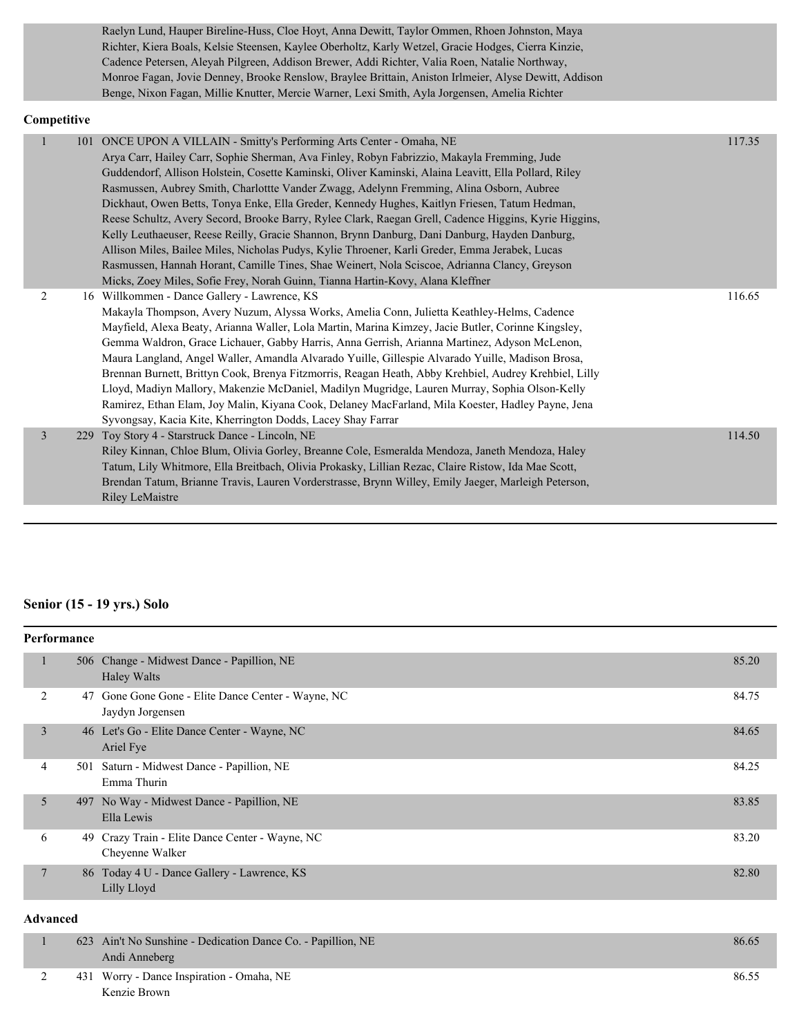Raelyn Lund, Hauper Bireline-Huss, Cloe Hoyt, Anna Dewitt, Taylor Ommen, Rhoen Johnston, Maya Richter, Kiera Boals, Kelsie Steensen, Kaylee Oberholtz, Karly Wetzel, Gracie Hodges, Cierra Kinzie, Cadence Petersen, Aleyah Pilgreen, Addison Brewer, Addi Richter, Valia Roen, Natalie Northway, Monroe Fagan, Jovie Denney, Brooke Renslow, Braylee Brittain, Aniston Irlmeier, Alyse Dewitt, Addison Benge, Nixon Fagan, Millie Knutter, Mercie Warner, Lexi Smith, Ayla Jorgensen, Amelia Richter

**Competitive**

| Place | No. | Entry | Score |
|---|---|---|---|
| 1 | 101 | ONCE UPON A VILLAIN - Smitty's Performing Arts Center - Omaha, NE<br>Arya Carr, Hailey Carr, Sophie Sherman, Ava Finley, Robyn Fabrizzio, Makayla Fremming, Jude Guddendorf, Allison Holstein, Cosette Kaminski, Oliver Kaminski, Alaina Leavitt, Ella Pollard, Riley Rasmussen, Aubrey Smith, Charlottte Vander Zwagg, Adelynn Fremming, Alina Osborn, Aubree Dickhaut, Owen Betts, Tonya Enke, Ella Greder, Kennedy Hughes, Kaitlyn Friesen, Tatum Hedman, Reese Schultz, Avery Secord, Brooke Barry, Rylee Clark, Raegan Grell, Cadence Higgins, Kyrie Higgins, Kelly Leuthaeuser, Reese Reilly, Gracie Shannon, Brynn Danburg, Dani Danburg, Hayden Danburg, Allison Miles, Bailee Miles, Nicholas Pudys, Kylie Throener, Karli Greder, Emma Jerabek, Lucas Rasmussen, Hannah Horant, Camille Tines, Shae Weinert, Nola Sciscoe, Adrianna Clancy, Greyson Micks, Zoey Miles, Sofie Frey, Norah Guinn, Tianna Hartin-Kovy, Alana Kleffner | 117.35 |
| 2 | 16 | Willkommen - Dance Gallery - Lawrence, KS<br>Makayla Thompson, Avery Nuzum, Alyssa Works, Amelia Conn, Julietta Keathley-Helms, Cadence Mayfield, Alexa Beaty, Arianna Waller, Lola Martin, Marina Kimzey, Jacie Butler, Corinne Kingsley, Gemma Waldron, Grace Lichauer, Gabby Harris, Anna Gerrish, Arianna Martinez, Adyson McLenon, Maura Langland, Angel Waller, Amandla Alvarado Yuille, Gillespie Alvarado Yuille, Madison Brosa, Brennan Burnett, Brittyn Cook, Brenya Fitzmorris, Reagan Heath, Abby Krehbiel, Audrey Krehbiel, Lilly Lloyd, Madiyn Mallory, Makenzie McDaniel, Madilyn Mugridge, Lauren Murray, Sophia Olson-Kelly Ramirez, Ethan Elam, Joy Malin, Kiyana Cook, Delaney MacFarland, Mila Koester, Hadley Payne, Jena Syvongsay, Kacia Kite, Kherrington Dodds, Lacey Shay Farrar | 116.65 |
| 3 | 229 | Toy Story 4 - Starstruck Dance - Lincoln, NE<br>Riley Kinnan, Chloe Blum, Olivia Gorley, Breanne Cole, Esmeralda Mendoza, Janeth Mendoza, Haley Tatum, Lily Whitmore, Ella Breitbach, Olivia Prokasky, Lillian Rezac, Claire Ristow, Ida Mae Scott, Brendan Tatum, Brianne Travis, Lauren Vorderstrasse, Brynn Willey, Emily Jaeger, Marleigh Peterson, Riley LeMaistre | 114.50 |

## Senior (15 - 19 yrs.) Solo

**Performance**

| Place | No. | Entry | Score |
|---|---|---|---|
| 1 | 506 | Change - Midwest Dance - Papillion, NE<br>Haley Walts | 85.20 |
| 2 | 47 | Gone Gone Gone - Elite Dance Center - Wayne, NC<br>Jaydyn Jorgensen | 84.75 |
| 3 | 46 | Let's Go - Elite Dance Center - Wayne, NC<br>Ariel Fye | 84.65 |
| 4 | 501 | Saturn - Midwest Dance - Papillion, NE<br>Emma Thurin | 84.25 |
| 5 | 497 | No Way - Midwest Dance - Papillion, NE<br>Ella Lewis | 83.85 |
| 6 | 49 | Crazy Train - Elite Dance Center - Wayne, NC<br>Cheyenne Walker | 83.20 |
| 7 | 86 | Today 4 U - Dance Gallery - Lawrence, KS<br>Lilly Lloyd | 82.80 |

**Advanced**

| Place | No. | Entry | Score |
|---|---|---|---|
| 1 | 623 | Ain't No Sunshine - Dedication Dance Co. - Papillion, NE<br>Andi Anneberg | 86.65 |
| 2 | 431 | Worry - Dance Inspiration - Omaha, NE<br>Kenzie Brown | 86.55 |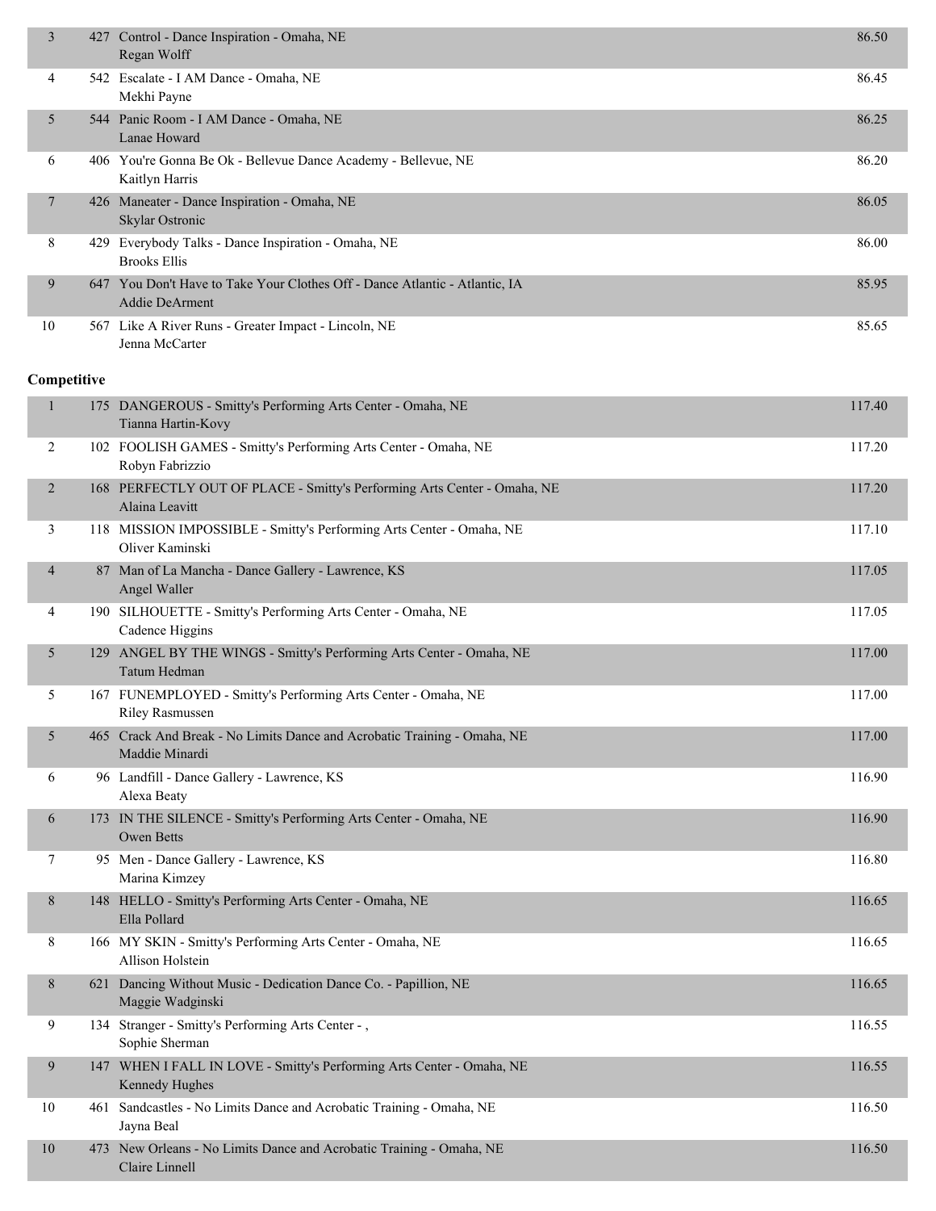| Place | No. | Routine - Studio - Location / Dancer | Score |
|---|---|---|---|
| 3 | 427 | Control - Dance Inspiration - Omaha, NE<br>Regan Wolff | 86.50 |
| 4 | 542 | Escalate - I AM Dance - Omaha, NE<br>Mekhi Payne | 86.45 |
| 5 | 544 | Panic Room - I AM Dance - Omaha, NE<br>Lanae Howard | 86.25 |
| 6 | 406 | You're Gonna Be Ok - Bellevue Dance Academy - Bellevue, NE<br>Kaitlyn Harris | 86.20 |
| 7 | 426 | Maneater - Dance Inspiration - Omaha, NE<br>Skylar Ostronic | 86.05 |
| 8 | 429 | Everybody Talks - Dance Inspiration - Omaha, NE<br>Brooks Ellis | 86.00 |
| 9 | 647 | You Don't Have to Take Your Clothes Off - Dance Atlantic - Atlantic, IA<br>Addie DeArment | 85.95 |
| 10 | 567 | Like A River Runs - Greater Impact - Lincoln, NE<br>Jenna McCarter | 85.65 |

**Competitive**

| Place | No. | Routine - Studio - Location / Dancer | Score |
|---|---|---|---|
| 1 | 175 | DANGEROUS - Smitty's Performing Arts Center - Omaha, NE<br>Tianna Hartin-Kovy | 117.40 |
| 2 | 102 | FOOLISH GAMES - Smitty's Performing Arts Center - Omaha, NE<br>Robyn Fabrizzio | 117.20 |
| 2 | 168 | PERFECTLY OUT OF PLACE - Smitty's Performing Arts Center - Omaha, NE<br>Alaina Leavitt | 117.20 |
| 3 | 118 | MISSION IMPOSSIBLE - Smitty's Performing Arts Center - Omaha, NE<br>Oliver Kaminski | 117.10 |
| 4 | 87 | Man of La Mancha - Dance Gallery - Lawrence, KS<br>Angel Waller | 117.05 |
| 4 | 190 | SILHOUETTE - Smitty's Performing Arts Center - Omaha, NE<br>Cadence Higgins | 117.05 |
| 5 | 129 | ANGEL BY THE WINGS - Smitty's Performing Arts Center - Omaha, NE<br>Tatum Hedman | 117.00 |
| 5 | 167 | FUNEMPLOYED - Smitty's Performing Arts Center - Omaha, NE<br>Riley Rasmussen | 117.00 |
| 5 | 465 | Crack And Break - No Limits Dance and Acrobatic Training - Omaha, NE<br>Maddie Minardi | 117.00 |
| 6 | 96 | Landfill - Dance Gallery - Lawrence, KS<br>Alexa Beaty | 116.90 |
| 6 | 173 | IN THE SILENCE - Smitty's Performing Arts Center - Omaha, NE<br>Owen Betts | 116.90 |
| 7 | 95 | Men - Dance Gallery - Lawrence, KS<br>Marina Kimzey | 116.80 |
| 8 | 148 | HELLO - Smitty's Performing Arts Center - Omaha, NE<br>Ella Pollard | 116.65 |
| 8 | 166 | MY SKIN - Smitty's Performing Arts Center - Omaha, NE<br>Allison Holstein | 116.65 |
| 8 | 621 | Dancing Without Music - Dedication Dance Co. - Papillion, NE<br>Maggie Wadginski | 116.65 |
| 9 | 134 | Stranger - Smitty's Performing Arts Center - ,<br>Sophie Sherman | 116.55 |
| 9 | 147 | WHEN I FALL IN LOVE - Smitty's Performing Arts Center - Omaha, NE<br>Kennedy Hughes | 116.55 |
| 10 | 461 | Sandcastles - No Limits Dance and Acrobatic Training - Omaha, NE<br>Jayna Beal | 116.50 |
| 10 | 473 | New Orleans - No Limits Dance and Acrobatic Training - Omaha, NE<br>Claire Linnell | 116.50 |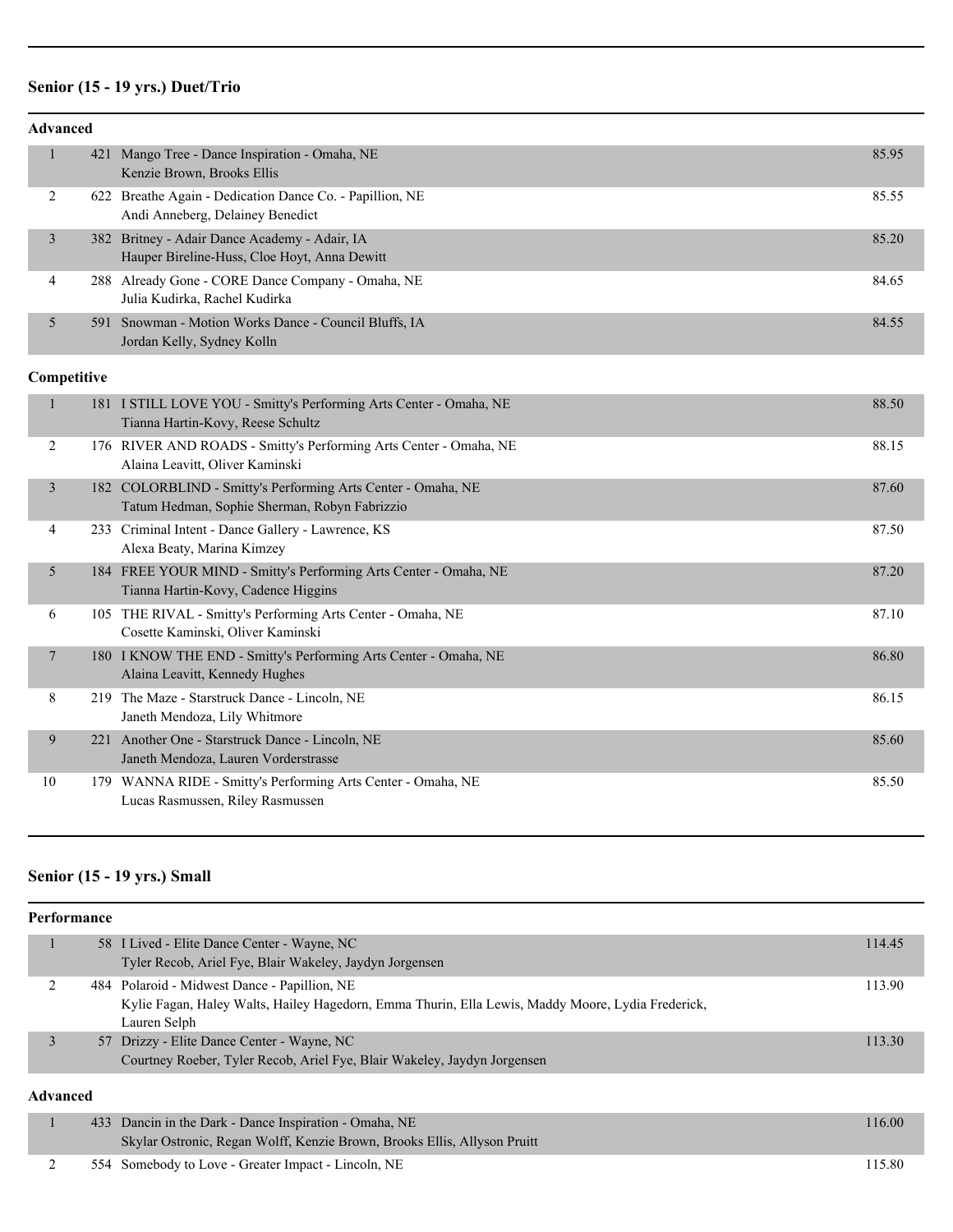## Senior (15 - 19 yrs.) Duet/Trio

### Advanced

| Place | No. | Entry | Score |
|---|---|---|---|
| 1 | 421 | Mango Tree - Dance Inspiration - Omaha, NE<br>Kenzie Brown, Brooks Ellis | 85.95 |
| 2 | 622 | Breathe Again - Dedication Dance Co. - Papillion, NE<br>Andi Anneberg, Delainey Benedict | 85.55 |
| 3 | 382 | Britney - Adair Dance Academy - Adair, IA<br>Hauper Bireline-Huss, Cloe Hoyt, Anna Dewitt | 85.20 |
| 4 | 288 | Already Gone - CORE Dance Company - Omaha, NE<br>Julia Kudirka, Rachel Kudirka | 84.65 |
| 5 | 591 | Snowman - Motion Works Dance - Council Bluffs, IA<br>Jordan Kelly, Sydney Kolln | 84.55 |

### Competitive

| Place | No. | Entry | Score |
|---|---|---|---|
| 1 | 181 | I STILL LOVE YOU - Smitty's Performing Arts Center - Omaha, NE<br>Tianna Hartin-Kovy, Reese Schultz | 88.50 |
| 2 | 176 | RIVER AND ROADS - Smitty's Performing Arts Center - Omaha, NE<br>Alaina Leavitt, Oliver Kaminski | 88.15 |
| 3 | 182 | COLORBLIND - Smitty's Performing Arts Center - Omaha, NE<br>Tatum Hedman, Sophie Sherman, Robyn Fabrizzio | 87.60 |
| 4 | 233 | Criminal Intent - Dance Gallery - Lawrence, KS<br>Alexa Beaty, Marina Kimzey | 87.50 |
| 5 | 184 | FREE YOUR MIND - Smitty's Performing Arts Center - Omaha, NE<br>Tianna Hartin-Kovy, Cadence Higgins | 87.20 |
| 6 | 105 | THE RIVAL - Smitty's Performing Arts Center - Omaha, NE<br>Cosette Kaminski, Oliver Kaminski | 87.10 |
| 7 | 180 | I KNOW THE END - Smitty's Performing Arts Center - Omaha, NE<br>Alaina Leavitt, Kennedy Hughes | 86.80 |
| 8 | 219 | The Maze - Starstruck Dance - Lincoln, NE<br>Janeth Mendoza, Lily Whitmore | 86.15 |
| 9 | 221 | Another One - Starstruck Dance - Lincoln, NE<br>Janeth Mendoza, Lauren Vorderstrasse | 85.60 |
| 10 | 179 | WANNA RIDE - Smitty's Performing Arts Center - Omaha, NE<br>Lucas Rasmussen, Riley Rasmussen | 85.50 |

## Senior (15 - 19 yrs.) Small

### Performance

| Place | No. | Entry | Score |
|---|---|---|---|
| 1 | 58 | I Lived - Elite Dance Center - Wayne, NC<br>Tyler Recob, Ariel Fye, Blair Wakeley, Jaydyn Jorgensen | 114.45 |
| 2 | 484 | Polaroid - Midwest Dance - Papillion, NE<br>Kylie Fagan, Haley Walts, Hailey Hagedorn, Emma Thurin, Ella Lewis, Maddy Moore, Lydia Frederick, Lauren Selph | 113.90 |
| 3 | 57 | Drizzy - Elite Dance Center - Wayne, NC<br>Courtney Roeber, Tyler Recob, Ariel Fye, Blair Wakeley, Jaydyn Jorgensen | 113.30 |

### Advanced

| Place | No. | Entry | Score |
|---|---|---|---|
| 1 | 433 | Dancin in the Dark - Dance Inspiration - Omaha, NE<br>Skylar Ostronic, Regan Wolff, Kenzie Brown, Brooks Ellis, Allyson Pruitt | 116.00 |
| 2 | 554 | Somebody to Love - Greater Impact - Lincoln, NE | 115.80 |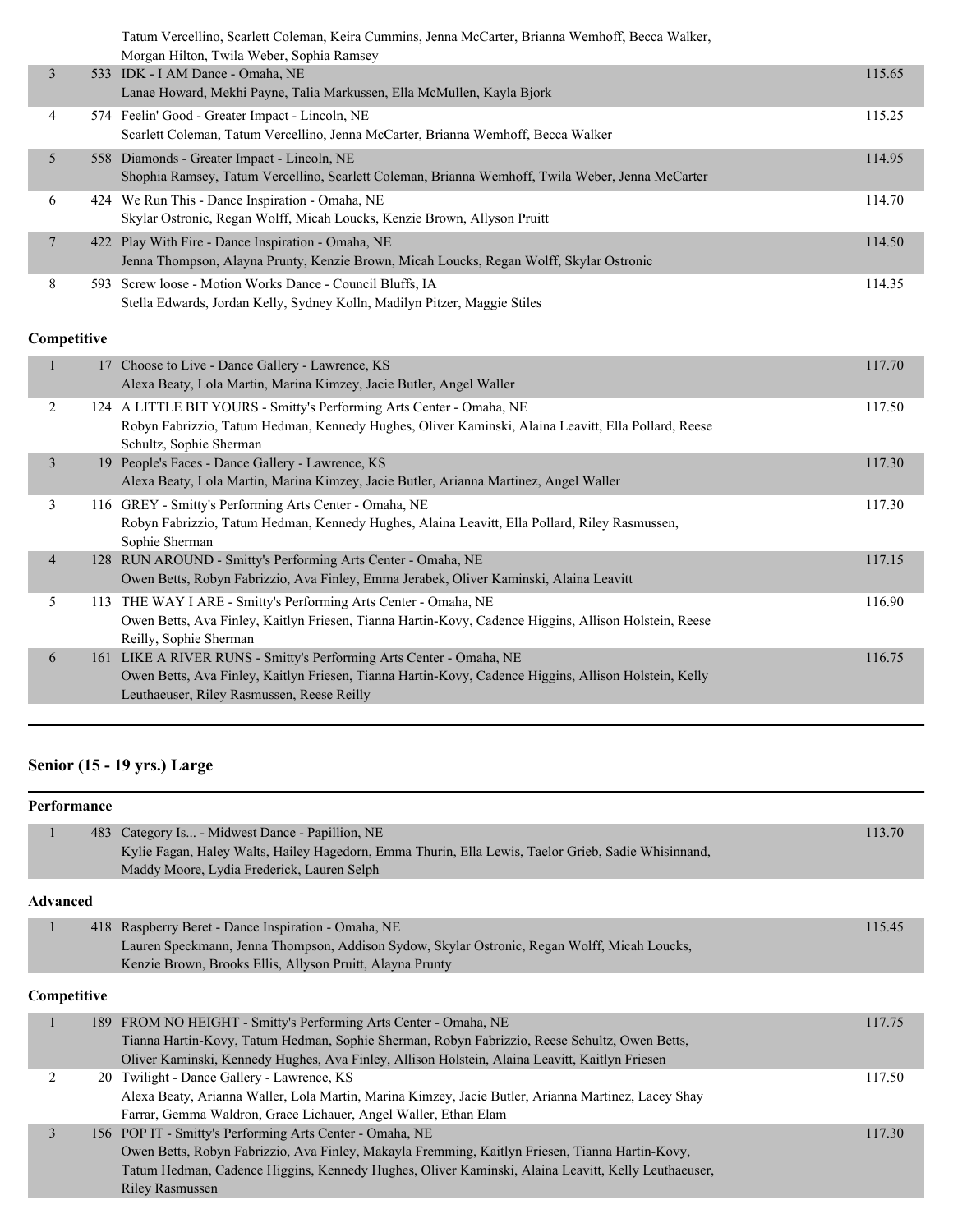| | | | |
|---|---|---|---|
| | | Tatum Vercellino, Scarlett Coleman, Keira Cummins, Jenna McCarter, Brianna Wemhoff, Becca Walker, Morgan Hilton, Twila Weber, Sophia Ramsey | |
| 3 | 533 | IDK - I AM Dance - Omaha, NE<br>Lanae Howard, Mekhi Payne, Talia Markussen, Ella McMullen, Kayla Bjork | 115.65 |
| 4 | 574 | Feelin' Good - Greater Impact - Lincoln, NE<br>Scarlett Coleman, Tatum Vercellino, Jenna McCarter, Brianna Wemhoff, Becca Walker | 115.25 |
| 5 | 558 | Diamonds - Greater Impact - Lincoln, NE<br>Shophia Ramsey, Tatum Vercellino, Scarlett Coleman, Brianna Wemhoff, Twila Weber, Jenna McCarter | 114.95 |
| 6 | 424 | We Run This - Dance Inspiration - Omaha, NE<br>Skylar Ostronic, Regan Wolff, Micah Loucks, Kenzie Brown, Allyson Pruitt | 114.70 |
| 7 | 422 | Play With Fire - Dance Inspiration - Omaha, NE<br>Jenna Thompson, Alayna Prunty, Kenzie Brown, Micah Loucks, Regan Wolff, Skylar Ostronic | 114.50 |
| 8 | 593 | Screw loose - Motion Works Dance - Council Bluffs, IA<br>Stella Edwards, Jordan Kelly, Sydney Kolln, Madilyn Pitzer, Maggie Stiles | 114.35 |

**Competitive**

| | | | |
|---|---|---|---|
| 1 | 17 | Choose to Live - Dance Gallery - Lawrence, KS<br>Alexa Beaty, Lola Martin, Marina Kimzey, Jacie Butler, Angel Waller | 117.70 |
| 2 | 124 | A LITTLE BIT YOURS - Smitty's Performing Arts Center - Omaha, NE<br>Robyn Fabrizzio, Tatum Hedman, Kennedy Hughes, Oliver Kaminski, Alaina Leavitt, Ella Pollard, Reese Schultz, Sophie Sherman | 117.50 |
| 3 | 19 | People's Faces - Dance Gallery - Lawrence, KS<br>Alexa Beaty, Lola Martin, Marina Kimzey, Jacie Butler, Arianna Martinez, Angel Waller | 117.30 |
| 3 | 116 | GREY - Smitty's Performing Arts Center - Omaha, NE<br>Robyn Fabrizzio, Tatum Hedman, Kennedy Hughes, Alaina Leavitt, Ella Pollard, Riley Rasmussen, Sophie Sherman | 117.30 |
| 4 | 128 | RUN AROUND - Smitty's Performing Arts Center - Omaha, NE<br>Owen Betts, Robyn Fabrizzio, Ava Finley, Emma Jerabek, Oliver Kaminski, Alaina Leavitt | 117.15 |
| 5 | 113 | THE WAY I ARE - Smitty's Performing Arts Center - Omaha, NE<br>Owen Betts, Ava Finley, Kaitlyn Friesen, Tianna Hartin-Kovy, Cadence Higgins, Allison Holstein, Reese Reilly, Sophie Sherman | 116.90 |
| 6 | 161 | LIKE A RIVER RUNS - Smitty's Performing Arts Center - Omaha, NE<br>Owen Betts, Ava Finley, Kaitlyn Friesen, Tianna Hartin-Kovy, Cadence Higgins, Allison Holstein, Kelly Leuthaeuser, Riley Rasmussen, Reese Reilly | 116.75 |

## Senior (15 - 19 yrs.) Large

**Performance**

| | | | |
|---|---|---|---|
| 1 | 483 | Category Is... - Midwest Dance - Papillion, NE<br>Kylie Fagan, Haley Walts, Hailey Hagedorn, Emma Thurin, Ella Lewis, Taelor Grieb, Sadie Whisinnand, Maddy Moore, Lydia Frederick, Lauren Selph | 113.70 |

**Advanced**

| | | | |
|---|---|---|---|
| 1 | 418 | Raspberry Beret - Dance Inspiration - Omaha, NE<br>Lauren Speckmann, Jenna Thompson, Addison Sydow, Skylar Ostronic, Regan Wolff, Micah Loucks, Kenzie Brown, Brooks Ellis, Allyson Pruitt, Alayna Prunty | 115.45 |

**Competitive**

| | | | |
|---|---|---|---|
| 1 | 189 | FROM NO HEIGHT - Smitty's Performing Arts Center - Omaha, NE<br>Tianna Hartin-Kovy, Tatum Hedman, Sophie Sherman, Robyn Fabrizzio, Reese Schultz, Owen Betts, Oliver Kaminski, Kennedy Hughes, Ava Finley, Allison Holstein, Alaina Leavitt, Kaitlyn Friesen | 117.75 |
| 2 | 20 | Twilight - Dance Gallery - Lawrence, KS<br>Alexa Beaty, Arianna Waller, Lola Martin, Marina Kimzey, Jacie Butler, Arianna Martinez, Lacey Shay Farrar, Gemma Waldron, Grace Lichauer, Angel Waller, Ethan Elam | 117.50 |
| 3 | 156 | POP IT - Smitty's Performing Arts Center - Omaha, NE<br>Owen Betts, Robyn Fabrizzio, Ava Finley, Makayla Fremming, Kaitlyn Friesen, Tianna Hartin-Kovy, Tatum Hedman, Cadence Higgins, Kennedy Hughes, Oliver Kaminski, Alaina Leavitt, Kelly Leuthaeuser, Riley Rasmussen | 117.30 |